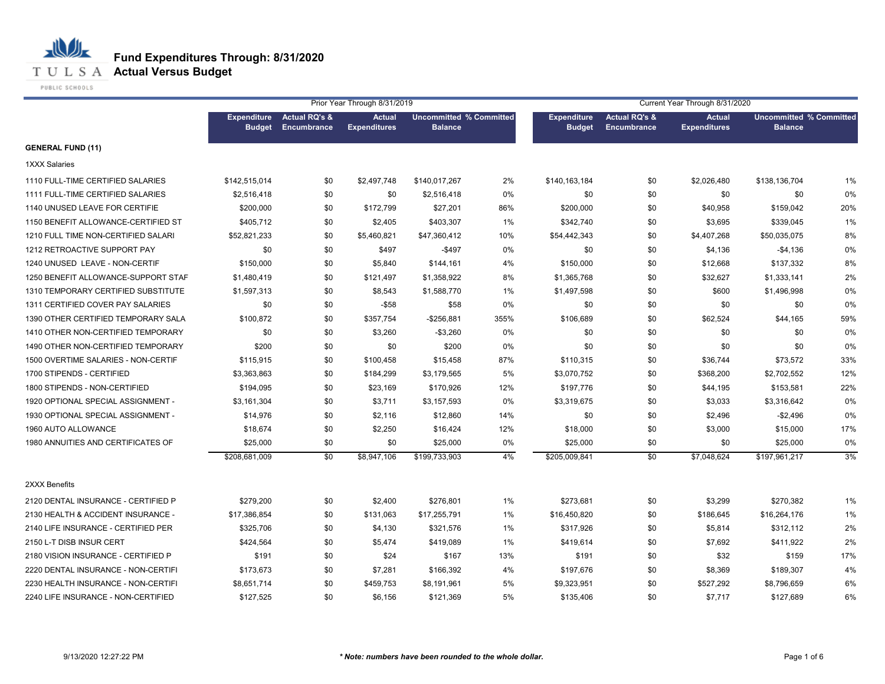# Fund Expenditures Through: 8/31/2020
## Actual Versus Budget

| | Prior Year Through 8/31/2019 | | | | | Current Year Through 8/31/2020 | | | | |
|---|---|---|---|---|---|---|---|---|---|---|
| | Expenditure Budget | Actual RQ's & Encumbrance | Actual Expenditures | Uncommitted Balance | % Committed | Expenditure Budget | Actual RQ's & Encumbrance | Actual Expenditures | Uncommitted Balance | % Committed |
| **GENERAL FUND (11)** | | | | | | | | | | |
| 1XXX Salaries | | | | | | | | | | |
| 1110 FULL-TIME CERTIFIED SALARIES | $142,515,014 | $0 | $2,497,748 | $140,017,267 | 2% | $140,163,184 | $0 | $2,026,480 | $138,136,704 | 1% |
| 1111 FULL-TIME CERTIFIED SALARIES | $2,516,418 | $0 | $0 | $2,516,418 | 0% | $0 | $0 | $0 | $0 | 0% |
| 1140 UNUSED LEAVE FOR CERTIFIE | $200,000 | $0 | $172,799 | $27,201 | 86% | $200,000 | $0 | $40,958 | $159,042 | 20% |
| 1150 BENEFIT ALLOWANCE-CERTIFIED ST | $405,712 | $0 | $2,405 | $403,307 | 1% | $342,740 | $0 | $3,695 | $339,045 | 1% |
| 1210 FULL TIME NON-CERTIFIED SALARI | $52,821,233 | $0 | $5,460,821 | $47,360,412 | 10% | $54,442,343 | $0 | $4,407,268 | $50,035,075 | 8% |
| 1212 RETROACTIVE SUPPORT PAY | $0 | $0 | $497 | -$497 | 0% | $0 | $0 | $4,136 | -$4,136 | 0% |
| 1240 UNUSED LEAVE - NON-CERTIF | $150,000 | $0 | $5,840 | $144,161 | 4% | $150,000 | $0 | $12,668 | $137,332 | 8% |
| 1250 BENEFIT ALLOWANCE-SUPPORT STAF | $1,480,419 | $0 | $121,497 | $1,358,922 | 8% | $1,365,768 | $0 | $32,627 | $1,333,141 | 2% |
| 1310 TEMPORARY CERTIFIED SUBSTITUTE | $1,597,313 | $0 | $8,543 | $1,588,770 | 1% | $1,497,598 | $0 | $600 | $1,496,998 | 0% |
| 1311 CERTIFIED COVER PAY SALARIES | $0 | $0 | -$58 | $58 | 0% | $0 | $0 | $0 | $0 | 0% |
| 1390 OTHER CERTIFIED TEMPORARY SALA | $100,872 | $0 | $357,754 | -$256,881 | 355% | $106,689 | $0 | $62,524 | $44,165 | 59% |
| 1410 OTHER NON-CERTIFIED TEMPORARY | $0 | $0 | $3,260 | -$3,260 | 0% | $0 | $0 | $0 | $0 | 0% |
| 1490 OTHER NON-CERTIFIED TEMPORARY | $200 | $0 | $0 | $200 | 0% | $0 | $0 | $0 | $0 | 0% |
| 1500 OVERTIME SALARIES - NON-CERTIF | $115,915 | $0 | $100,458 | $15,458 | 87% | $110,315 | $0 | $36,744 | $73,572 | 33% |
| 1700 STIPENDS - CERTIFIED | $3,363,863 | $0 | $184,299 | $3,179,565 | 5% | $3,070,752 | $0 | $368,200 | $2,702,552 | 12% |
| 1800 STIPENDS - NON-CERTIFIED | $194,095 | $0 | $23,169 | $170,926 | 12% | $197,776 | $0 | $44,195 | $153,581 | 22% |
| 1920 OPTIONAL SPECIAL ASSIGNMENT - | $3,161,304 | $0 | $3,711 | $3,157,593 | 0% | $3,319,675 | $0 | $3,033 | $3,316,642 | 0% |
| 1930 OPTIONAL SPECIAL ASSIGNMENT - | $14,976 | $0 | $2,116 | $12,860 | 14% | $0 | $0 | $2,496 | -$2,496 | 0% |
| 1960 AUTO ALLOWANCE | $18,674 | $0 | $2,250 | $16,424 | 12% | $18,000 | $0 | $3,000 | $15,000 | 17% |
| 1980 ANNUITIES AND CERTIFICATES OF | $25,000 | $0 | $0 | $25,000 | 0% | $25,000 | $0 | $0 | $25,000 | 0% |
| | $208,681,009 | $0 | $8,947,106 | $199,733,903 | 4% | $205,009,841 | $0 | $7,048,624 | $197,961,217 | 3% |
| 2XXX Benefits | | | | | | | | | | |
| 2120 DENTAL INSURANCE - CERTIFIED P | $279,200 | $0 | $2,400 | $276,801 | 1% | $273,681 | $0 | $3,299 | $270,382 | 1% |
| 2130 HEALTH & ACCIDENT INSURANCE - | $17,386,854 | $0 | $131,063 | $17,255,791 | 1% | $16,450,820 | $0 | $186,645 | $16,264,176 | 1% |
| 2140 LIFE INSURANCE - CERTIFIED PER | $325,706 | $0 | $4,130 | $321,576 | 1% | $317,926 | $0 | $5,814 | $312,112 | 2% |
| 2150 L-T DISB INSUR CERT | $424,564 | $0 | $5,474 | $419,089 | 1% | $419,614 | $0 | $7,692 | $411,922 | 2% |
| 2180 VISION INSURANCE - CERTIFIED P | $191 | $0 | $24 | $167 | 13% | $191 | $0 | $32 | $159 | 17% |
| 2220 DENTAL INSURANCE - NON-CERTIFI | $173,673 | $0 | $7,281 | $166,392 | 4% | $197,676 | $0 | $8,369 | $189,307 | 4% |
| 2230 HEALTH INSURANCE - NON-CERTIFI | $8,651,714 | $0 | $459,753 | $8,191,961 | 5% | $9,323,951 | $0 | $527,292 | $8,796,659 | 6% |
| 2240 LIFE INSURANCE - NON-CERTIFIED | $127,525 | $0 | $6,156 | $121,369 | 5% | $135,406 | $0 | $7,717 | $127,689 | 6% |

9/13/2020 12:27:22 PM

*** Note: numbers have been rounded to the whole dollar.**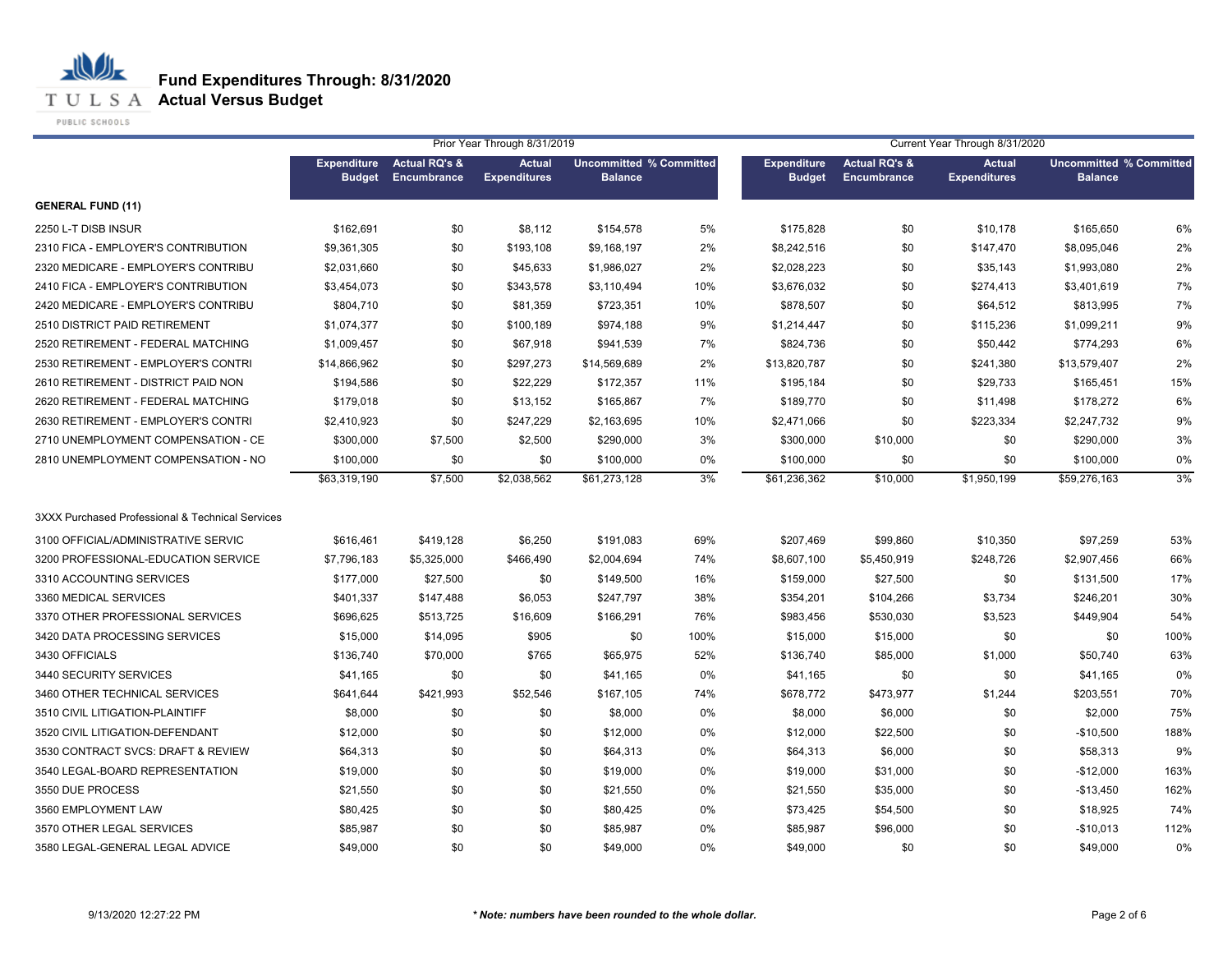# Fund Expenditures Through: 8/31/2020
## Actual Versus Budget

| | Prior Year Through 8/31/2019 | | | | | Current Year Through 8/31/2020 | | | | |
|---|---|---|---|---|---|---|---|---|---|---|
| | Expenditure Budget | Actual RQ's & Encumbrance | Actual Expenditures | Uncommitted Balance | % Committed | Expenditure Budget | Actual RQ's & Encumbrance | Actual Expenditures | Uncommitted Balance | % Committed |
| **GENERAL FUND (11)** | | | | | | | | | | |
| 2250 L-T DISB INSUR | $162,691 | $0 | $8,112 | $154,578 | 5% | $175,828 | $0 | $10,178 | $165,650 | 6% |
| 2310 FICA - EMPLOYER'S CONTRIBUTION | $9,361,305 | $0 | $193,108 | $9,168,197 | 2% | $8,242,516 | $0 | $147,470 | $8,095,046 | 2% |
| 2320 MEDICARE - EMPLOYER'S CONTRIBU | $2,031,660 | $0 | $45,633 | $1,986,027 | 2% | $2,028,223 | $0 | $35,143 | $1,993,080 | 2% |
| 2410 FICA - EMPLOYER'S CONTRIBUTION | $3,454,073 | $0 | $343,578 | $3,110,494 | 10% | $3,676,032 | $0 | $274,413 | $3,401,619 | 7% |
| 2420 MEDICARE - EMPLOYER'S CONTRIBU | $804,710 | $0 | $81,359 | $723,351 | 10% | $878,507 | $0 | $64,512 | $813,995 | 7% |
| 2510 DISTRICT PAID RETIREMENT | $1,074,377 | $0 | $100,189 | $974,188 | 9% | $1,214,447 | $0 | $115,236 | $1,099,211 | 9% |
| 2520 RETIREMENT - FEDERAL MATCHING | $1,009,457 | $0 | $67,918 | $941,539 | 7% | $824,736 | $0 | $50,442 | $774,293 | 6% |
| 2530 RETIREMENT - EMPLOYER'S CONTRI | $14,866,962 | $0 | $297,273 | $14,569,689 | 2% | $13,820,787 | $0 | $241,380 | $13,579,407 | 2% |
| 2610 RETIREMENT - DISTRICT PAID NON | $194,586 | $0 | $22,229 | $172,357 | 11% | $195,184 | $0 | $29,733 | $165,451 | 15% |
| 2620 RETIREMENT - FEDERAL MATCHING | $179,018 | $0 | $13,152 | $165,867 | 7% | $189,770 | $0 | $11,498 | $178,272 | 6% |
| 2630 RETIREMENT - EMPLOYER'S CONTRI | $2,410,923 | $0 | $247,229 | $2,163,695 | 10% | $2,471,066 | $0 | $223,334 | $2,247,732 | 9% |
| 2710 UNEMPLOYMENT COMPENSATION - CE | $300,000 | $7,500 | $2,500 | $290,000 | 3% | $300,000 | $10,000 | $0 | $290,000 | 3% |
| 2810 UNEMPLOYMENT COMPENSATION - NO | $100,000 | $0 | $0 | $100,000 | 0% | $100,000 | $0 | $0 | $100,000 | 0% |
| | $63,319,190 | $7,500 | $2,038,562 | $61,273,128 | 3% | $61,236,362 | $10,000 | $1,950,199 | $59,276,163 | 3% |
| 3XXX Purchased Professional & Technical Services | | | | | | | | | | |
| 3100 OFFICIAL/ADMINISTRATIVE SERVIC | $616,461 | $419,128 | $6,250 | $191,083 | 69% | $207,469 | $99,860 | $10,350 | $97,259 | 53% |
| 3200 PROFESSIONAL-EDUCATION SERVICE | $7,796,183 | $5,325,000 | $466,490 | $2,004,694 | 74% | $8,607,100 | $5,450,919 | $248,726 | $2,907,456 | 66% |
| 3310 ACCOUNTING SERVICES | $177,000 | $27,500 | $0 | $149,500 | 16% | $159,000 | $27,500 | $0 | $131,500 | 17% |
| 3360 MEDICAL SERVICES | $401,337 | $147,488 | $6,053 | $247,797 | 38% | $354,201 | $104,266 | $3,734 | $246,201 | 30% |
| 3370 OTHER PROFESSIONAL SERVICES | $696,625 | $513,725 | $16,609 | $166,291 | 76% | $983,456 | $530,030 | $3,523 | $449,904 | 54% |
| 3420 DATA PROCESSING SERVICES | $15,000 | $14,095 | $905 | $0 | 100% | $15,000 | $15,000 | $0 | $0 | 100% |
| 3430 OFFICIALS | $136,740 | $70,000 | $765 | $65,975 | 52% | $136,740 | $85,000 | $1,000 | $50,740 | 63% |
| 3440 SECURITY SERVICES | $41,165 | $0 | $0 | $41,165 | 0% | $41,165 | $0 | $0 | $41,165 | 0% |
| 3460 OTHER TECHNICAL SERVICES | $641,644 | $421,993 | $52,546 | $167,105 | 74% | $678,772 | $473,977 | $1,244 | $203,551 | 70% |
| 3510 CIVIL LITIGATION-PLAINTIFF | $8,000 | $0 | $0 | $8,000 | 0% | $8,000 | $6,000 | $0 | $2,000 | 75% |
| 3520 CIVIL LITIGATION-DEFENDANT | $12,000 | $0 | $0 | $12,000 | 0% | $12,000 | $22,500 | $0 | $-10,500 | 188% |
| 3530 CONTRACT SVCS: DRAFT & REVIEW | $64,313 | $0 | $0 | $64,313 | 0% | $64,313 | $6,000 | $0 | $58,313 | 9% |
| 3540 LEGAL-BOARD REPRESENTATION | $19,000 | $0 | $0 | $19,000 | 0% | $19,000 | $31,000 | $0 | $-12,000 | 163% |
| 3550 DUE PROCESS | $21,550 | $0 | $0 | $21,550 | 0% | $21,550 | $35,000 | $0 | $-13,450 | 162% |
| 3560 EMPLOYMENT LAW | $80,425 | $0 | $0 | $80,425 | 0% | $73,425 | $54,500 | $0 | $18,925 | 74% |
| 3570 OTHER LEGAL SERVICES | $85,987 | $0 | $0 | $85,987 | 0% | $85,987 | $96,000 | $0 | $-10,013 | 112% |
| 3580 LEGAL-GENERAL LEGAL ADVICE | $49,000 | $0 | $0 | $49,000 | 0% | $49,000 | $0 | $0 | $49,000 | 0% |

9/13/2020 12:27:22 PM

*** Note: numbers have been rounded to the whole dollar.**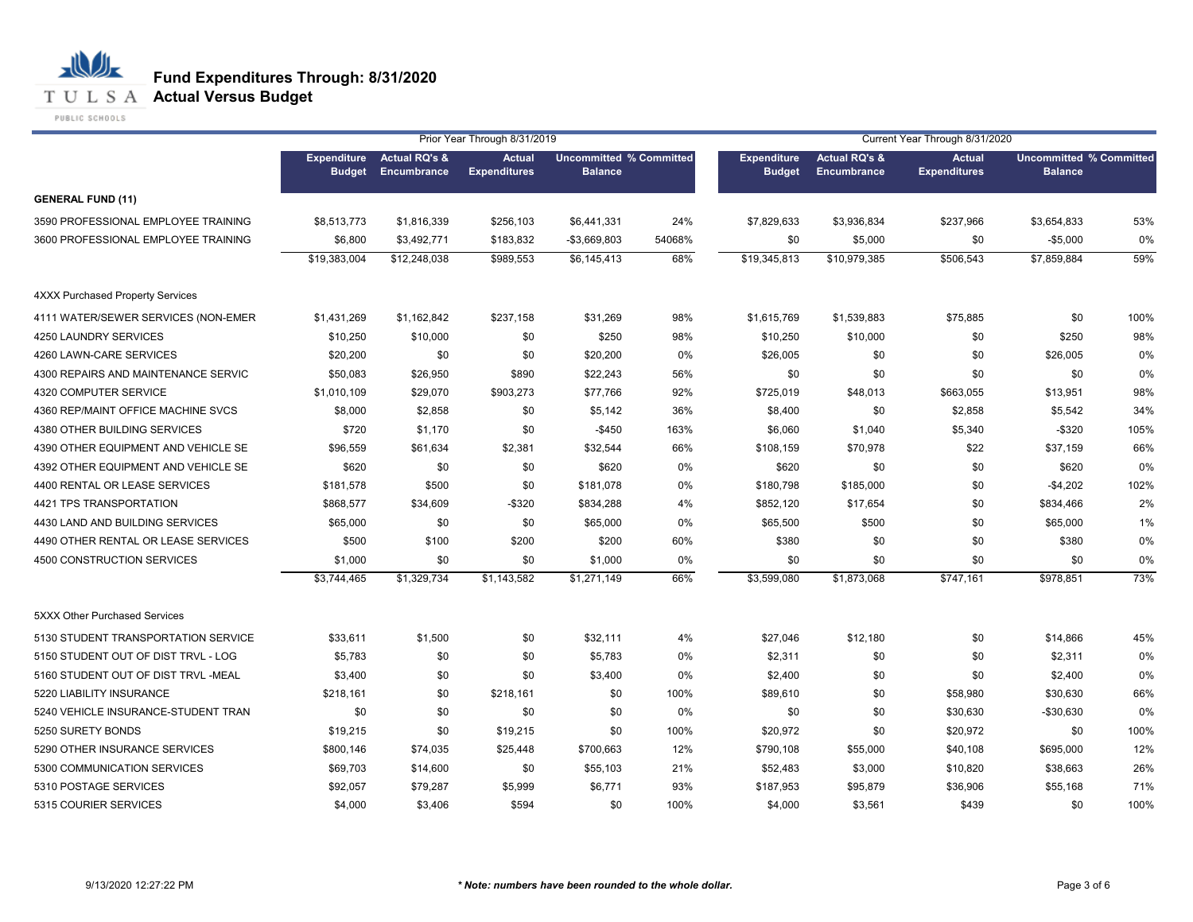# Fund Expenditures Through: 8/31/2020
## Actual Versus Budget

| | Prior Year Through 8/31/2019 | | | | | Current Year Through 8/31/2020 | | | | |
|---|---|---|---|---|---|---|---|---|---|---|
| | Expenditure Budget | Actual RQ's & Encumbrance | Actual Expenditures | Uncommitted Balance | % Committed | Expenditure Budget | Actual RQ's & Encumbrance | Actual Expenditures | Uncommitted Balance | % Committed |
| **GENERAL FUND (11)** | | | | | | | | | | |
| 3590 PROFESSIONAL EMPLOYEE TRAINING | $8,513,773 | $1,816,339 | $256,103 | $6,441,331 | 24% | $7,829,633 | $3,936,834 | $237,966 | $3,654,833 | 53% |
| 3600 PROFESSIONAL EMPLOYEE TRAINING | $6,800 | $3,492,771 | $183,832 | -$3,669,803 | 54068% | $0 | $5,000 | $0 | -$5,000 | 0% |
| | $19,383,004 | $12,248,038 | $989,553 | $6,145,413 | 68% | $19,345,813 | $10,979,385 | $506,543 | $7,859,884 | 59% |
| 4XXX Purchased Property Services | | | | | | | | | | |
| 4111 WATER/SEWER SERVICES (NON-EMER | $1,431,269 | $1,162,842 | $237,158 | $31,269 | 98% | $1,615,769 | $1,539,883 | $75,885 | $0 | 100% |
| 4250 LAUNDRY SERVICES | $10,250 | $10,000 | $0 | $250 | 98% | $10,250 | $10,000 | $0 | $250 | 98% |
| 4260 LAWN-CARE SERVICES | $20,200 | $0 | $0 | $20,200 | 0% | $26,005 | $0 | $0 | $26,005 | 0% |
| 4300 REPAIRS AND MAINTENANCE SERVIC | $50,083 | $26,950 | $890 | $22,243 | 56% | $0 | $0 | $0 | $0 | 0% |
| 4320 COMPUTER SERVICE | $1,010,109 | $29,070 | $903,273 | $77,766 | 92% | $725,019 | $48,013 | $663,055 | $13,951 | 98% |
| 4360 REP/MAINT OFFICE MACHINE SVCS | $8,000 | $2,858 | $0 | $5,142 | 36% | $8,400 | $0 | $2,858 | $5,542 | 34% |
| 4380 OTHER BUILDING SERVICES | $720 | $1,170 | $0 | -$450 | 163% | $6,060 | $1,040 | $5,340 | -$320 | 105% |
| 4390 OTHER EQUIPMENT AND VEHICLE SE | $96,559 | $61,634 | $2,381 | $32,544 | 66% | $108,159 | $70,978 | $22 | $37,159 | 66% |
| 4392 OTHER EQUIPMENT AND VEHICLE SE | $620 | $0 | $0 | $620 | 0% | $620 | $0 | $0 | $620 | 0% |
| 4400 RENTAL OR LEASE SERVICES | $181,578 | $500 | $0 | $181,078 | 0% | $180,798 | $185,000 | $0 | -$4,202 | 102% |
| 4421 TPS TRANSPORTATION | $868,577 | $34,609 | -$320 | $834,288 | 4% | $852,120 | $17,654 | $0 | $834,466 | 2% |
| 4430 LAND AND BUILDING SERVICES | $65,000 | $0 | $0 | $65,000 | 0% | $65,500 | $500 | $0 | $65,000 | 1% |
| 4490 OTHER RENTAL OR LEASE SERVICES | $500 | $100 | $200 | $200 | 60% | $380 | $0 | $0 | $380 | 0% |
| 4500 CONSTRUCTION SERVICES | $1,000 | $0 | $0 | $1,000 | 0% | $0 | $0 | $0 | $0 | 0% |
| | $3,744,465 | $1,329,734 | $1,143,582 | $1,271,149 | 66% | $3,599,080 | $1,873,068 | $747,161 | $978,851 | 73% |
| 5XXX Other Purchased Services | | | | | | | | | | |
| 5130 STUDENT TRANSPORTATION SERVICE | $33,611 | $1,500 | $0 | $32,111 | 4% | $27,046 | $12,180 | $0 | $14,866 | 45% |
| 5150 STUDENT OUT OF DIST TRVL - LOG | $5,783 | $0 | $0 | $5,783 | 0% | $2,311 | $0 | $0 | $2,311 | 0% |
| 5160 STUDENT OUT OF DIST TRVL -MEAL | $3,400 | $0 | $0 | $3,400 | 0% | $2,400 | $0 | $0 | $2,400 | 0% |
| 5220 LIABILITY INSURANCE | $218,161 | $0 | $218,161 | $0 | 100% | $89,610 | $0 | $58,980 | $30,630 | 66% |
| 5240 VEHICLE INSURANCE-STUDENT TRAN | $0 | $0 | $0 | $0 | 0% | $0 | $0 | $30,630 | -$30,630 | 0% |
| 5250 SURETY BONDS | $19,215 | $0 | $19,215 | $0 | 100% | $20,972 | $0 | $20,972 | $0 | 100% |
| 5290 OTHER INSURANCE SERVICES | $800,146 | $74,035 | $25,448 | $700,663 | 12% | $790,108 | $55,000 | $40,108 | $695,000 | 12% |
| 5300 COMMUNICATION SERVICES | $69,703 | $14,600 | $0 | $55,103 | 21% | $52,483 | $3,000 | $10,820 | $38,663 | 26% |
| 5310 POSTAGE SERVICES | $92,057 | $79,287 | $5,999 | $6,771 | 93% | $187,953 | $95,879 | $36,906 | $55,168 | 71% |
| 5315 COURIER SERVICES | $4,000 | $3,406 | $594 | $0 | 100% | $4,000 | $3,561 | $439 | $0 | 100% |

9/13/2020 12:27:22 PM

*** Note: numbers have been rounded to the whole dollar.**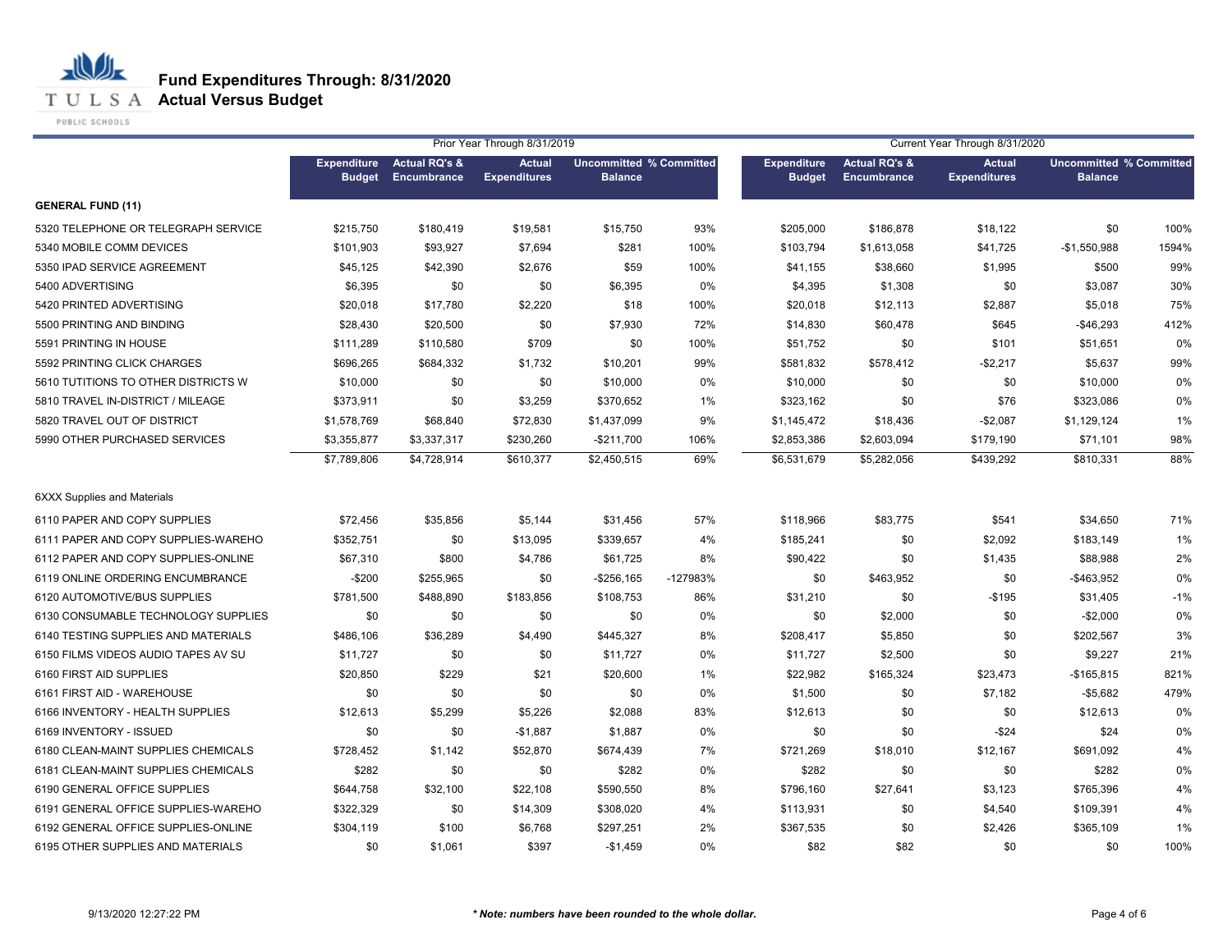# Fund Expenditures Through: 8/31/2020
## Actual Versus Budget

| | Prior Year Through 8/31/2019 | | | | | Current Year Through 8/31/2020 | | | | |
|---|---|---|---|---|---|---|---|---|---|---|
| | Expenditure Budget | Actual RQ's & Encumbrance | Actual Expenditures | Uncommitted Balance | % Committed | Expenditure Budget | Actual RQ's & Encumbrance | Actual Expenditures | Uncommitted Balance | % Committed |
| **GENERAL FUND (11)** | | | | | | | | | | |
| 5320 TELEPHONE OR TELEGRAPH SERVICE | $215,750 | $180,419 | $19,581 | $15,750 | 93% | $205,000 | $186,878 | $18,122 | $0 | 100% |
| 5340 MOBILE COMM DEVICES | $101,903 | $93,927 | $7,694 | $281 | 100% | $103,794 | $1,613,058 | $41,725 | -$1,550,988 | 1594% |
| 5350 IPAD SERVICE AGREEMENT | $45,125 | $42,390 | $2,676 | $59 | 100% | $41,155 | $38,660 | $1,995 | $500 | 99% |
| 5400 ADVERTISING | $6,395 | $0 | $0 | $6,395 | 0% | $4,395 | $1,308 | $0 | $3,087 | 30% |
| 5420 PRINTED ADVERTISING | $20,018 | $17,780 | $2,220 | $18 | 100% | $20,018 | $12,113 | $2,887 | $5,018 | 75% |
| 5500 PRINTING AND BINDING | $28,430 | $20,500 | $0 | $7,930 | 72% | $14,830 | $60,478 | $645 | -$46,293 | 412% |
| 5591 PRINTING IN HOUSE | $111,289 | $110,580 | $709 | $0 | 100% | $51,752 | $0 | $101 | $51,651 | 0% |
| 5592 PRINTING CLICK CHARGES | $696,265 | $684,332 | $1,732 | $10,201 | 99% | $581,832 | $578,412 | -$2,217 | $5,637 | 99% |
| 5610 TUTITIONS TO OTHER DISTRICTS W | $10,000 | $0 | $0 | $10,000 | 0% | $10,000 | $0 | $0 | $10,000 | 0% |
| 5810 TRAVEL IN-DISTRICT / MILEAGE | $373,911 | $0 | $3,259 | $370,652 | 1% | $323,162 | $0 | $76 | $323,086 | 0% |
| 5820 TRAVEL OUT OF DISTRICT | $1,578,769 | $68,840 | $72,830 | $1,437,099 | 9% | $1,145,472 | $18,436 | -$2,087 | $1,129,124 | 1% |
| 5990 OTHER PURCHASED SERVICES | $3,355,877 | $3,337,317 | $230,260 | -$211,700 | 106% | $2,853,386 | $2,603,094 | $179,190 | $71,101 | 98% |
| | $7,789,806 | $4,728,914 | $610,377 | $2,450,515 | 69% | $6,531,679 | $5,282,056 | $439,292 | $810,331 | 88% |
| 6XXX Supplies and Materials | | | | | | | | | | |
| 6110 PAPER AND COPY SUPPLIES | $72,456 | $35,856 | $5,144 | $31,456 | 57% | $118,966 | $83,775 | $541 | $34,650 | 71% |
| 6111 PAPER AND COPY SUPPLIES-WAREHO | $352,751 | $0 | $13,095 | $339,657 | 4% | $185,241 | $0 | $2,092 | $183,149 | 1% |
| 6112 PAPER AND COPY SUPPLIES-ONLINE | $67,310 | $800 | $4,786 | $61,725 | 8% | $90,422 | $0 | $1,435 | $88,988 | 2% |
| 6119 ONLINE ORDERING ENCUMBRANCE | -$200 | $255,965 | $0 | -$256,165 | -127983% | $0 | $463,952 | $0 | -$463,952 | 0% |
| 6120 AUTOMOTIVE/BUS SUPPLIES | $781,500 | $488,890 | $183,856 | $108,753 | 86% | $31,210 | $0 | -$195 | $31,405 | -1% |
| 6130 CONSUMABLE TECHNOLOGY SUPPLIES | $0 | $0 | $0 | $0 | 0% | $0 | $2,000 | $0 | -$2,000 | 0% |
| 6140 TESTING SUPPLIES AND MATERIALS | $486,106 | $36,289 | $4,490 | $445,327 | 8% | $208,417 | $5,850 | $0 | $202,567 | 3% |
| 6150 FILMS VIDEOS AUDIO TAPES AV SU | $11,727 | $0 | $0 | $11,727 | 0% | $11,727 | $2,500 | $0 | $9,227 | 21% |
| 6160 FIRST AID SUPPLIES | $20,850 | $229 | $21 | $20,600 | 1% | $22,982 | $165,324 | $23,473 | -$165,815 | 821% |
| 6161 FIRST AID - WAREHOUSE | $0 | $0 | $0 | $0 | 0% | $1,500 | $0 | $7,182 | -$5,682 | 479% |
| 6166 INVENTORY - HEALTH SUPPLIES | $12,613 | $5,299 | $5,226 | $2,088 | 83% | $12,613 | $0 | $0 | $12,613 | 0% |
| 6169 INVENTORY - ISSUED | $0 | $0 | -$1,887 | $1,887 | 0% | $0 | $0 | -$24 | $24 | 0% |
| 6180 CLEAN-MAINT SUPPLIES CHEMICALS | $728,452 | $1,142 | $52,870 | $674,439 | 7% | $721,269 | $18,010 | $12,167 | $691,092 | 4% |
| 6181 CLEAN-MAINT SUPPLIES CHEMICALS | $282 | $0 | $0 | $282 | 0% | $282 | $0 | $0 | $282 | 0% |
| 6190 GENERAL OFFICE SUPPLIES | $644,758 | $32,100 | $22,108 | $590,550 | 8% | $796,160 | $27,641 | $3,123 | $765,396 | 4% |
| 6191 GENERAL OFFICE SUPPLIES-WAREHO | $322,329 | $0 | $14,309 | $308,020 | 4% | $113,931 | $0 | $4,540 | $109,391 | 4% |
| 6192 GENERAL OFFICE SUPPLIES-ONLINE | $304,119 | $100 | $6,768 | $297,251 | 2% | $367,535 | $0 | $2,426 | $365,109 | 1% |
| 6195 OTHER SUPPLIES AND MATERIALS | $0 | $1,061 | $397 | -$1,459 | 0% | $82 | $82 | $0 | $0 | 100% |

9/13/2020 12:27:22 PM

*** Note: numbers have been rounded to the whole dollar.***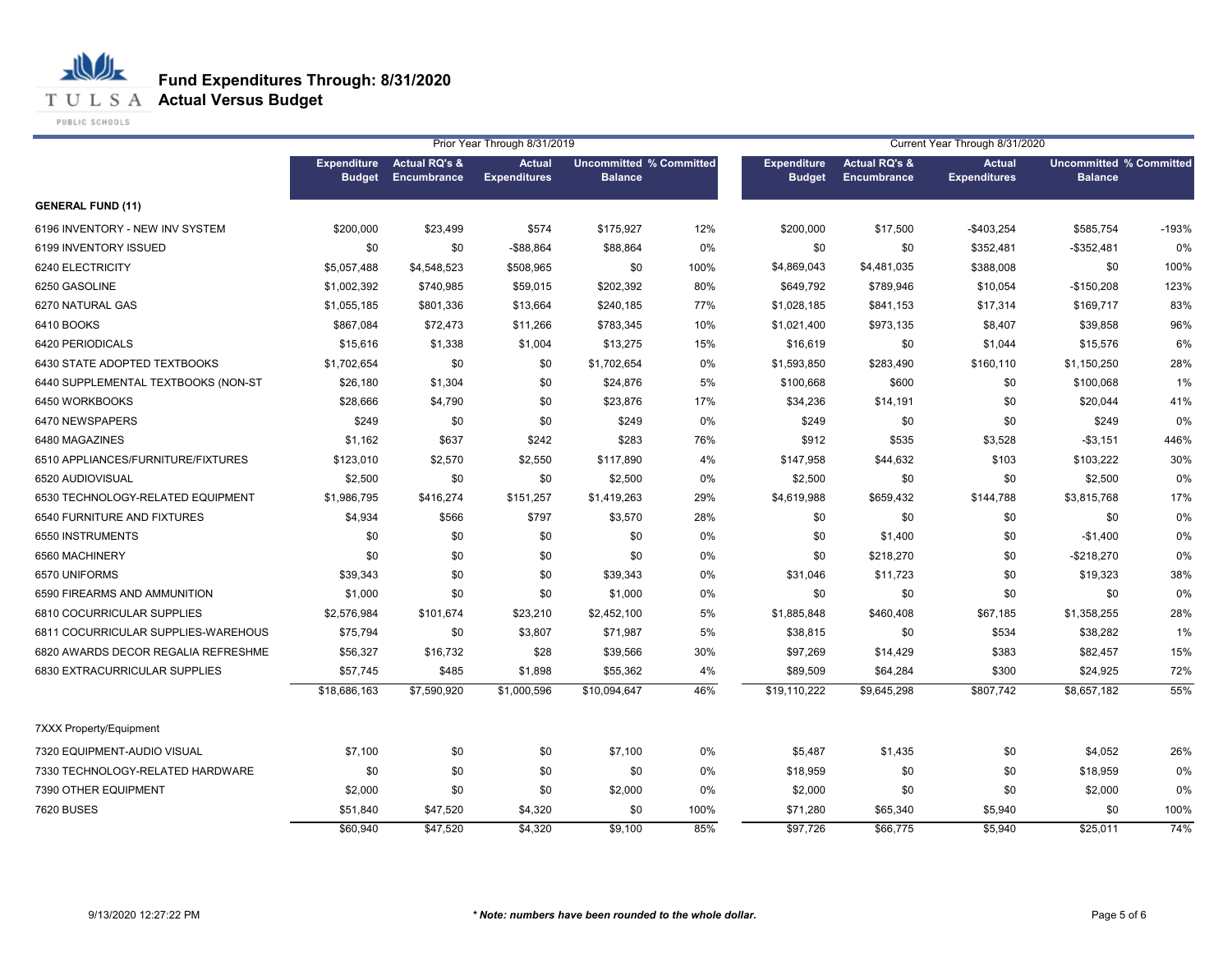# Fund Expenditures Through: 8/31/2020
## Actual Versus Budget

| | Prior Year Through 8/31/2019 | | | | | Current Year Through 8/31/2020 | | | | |
|---|---|---|---|---|---|---|---|---|---|---|
| | Expenditure Budget | Actual RQ's & Encumbrance | Actual Expenditures | Uncommitted Balance | % Committed | Expenditure Budget | Actual RQ's & Encumbrance | Actual Expenditures | Uncommitted Balance | % Committed |
| **GENERAL FUND (11)** | | | | | | | | | | |
| 6196 INVENTORY - NEW INV SYSTEM | $200,000 | $23,499 | $574 | $175,927 | 12% | $200,000 | $17,500 | -$403,254 | $585,754 | -193% |
| 6199 INVENTORY ISSUED | $0 | $0 | -$88,864 | $88,864 | 0% | $0 | $0 | $352,481 | -$352,481 | 0% |
| 6240 ELECTRICITY | $5,057,488 | $4,548,523 | $508,965 | $0 | 100% | $4,869,043 | $4,481,035 | $388,008 | $0 | 100% |
| 6250 GASOLINE | $1,002,392 | $740,985 | $59,015 | $202,392 | 80% | $649,792 | $789,946 | $10,054 | -$150,208 | 123% |
| 6270 NATURAL GAS | $1,055,185 | $801,336 | $13,664 | $240,185 | 77% | $1,028,185 | $841,153 | $17,314 | $169,717 | 83% |
| 6410 BOOKS | $867,084 | $72,473 | $11,266 | $783,345 | 10% | $1,021,400 | $973,135 | $8,407 | $39,858 | 96% |
| 6420 PERIODICALS | $15,616 | $1,338 | $1,004 | $13,275 | 15% | $16,619 | $0 | $1,044 | $15,576 | 6% |
| 6430 STATE ADOPTED TEXTBOOKS | $1,702,654 | $0 | $0 | $1,702,654 | 0% | $1,593,850 | $283,490 | $160,110 | $1,150,250 | 28% |
| 6440 SUPPLEMENTAL TEXTBOOKS (NON-ST | $26,180 | $1,304 | $0 | $24,876 | 5% | $100,668 | $600 | $0 | $100,068 | 1% |
| 6450 WORKBOOKS | $28,666 | $4,790 | $0 | $23,876 | 17% | $34,236 | $14,191 | $0 | $20,044 | 41% |
| 6470 NEWSPAPERS | $249 | $0 | $0 | $249 | 0% | $249 | $0 | $0 | $249 | 0% |
| 6480 MAGAZINES | $1,162 | $637 | $242 | $283 | 76% | $912 | $535 | $3,528 | -$3,151 | 446% |
| 6510 APPLIANCES/FURNITURE/FIXTURES | $123,010 | $2,570 | $2,550 | $117,890 | 4% | $147,958 | $44,632 | $103 | $103,222 | 30% |
| 6520 AUDIOVISUAL | $2,500 | $0 | $0 | $2,500 | 0% | $2,500 | $0 | $0 | $2,500 | 0% |
| 6530 TECHNOLOGY-RELATED EQUIPMENT | $1,986,795 | $416,274 | $151,257 | $1,419,263 | 29% | $4,619,988 | $659,432 | $144,788 | $3,815,768 | 17% |
| 6540 FURNITURE AND FIXTURES | $4,934 | $566 | $797 | $3,570 | 28% | $0 | $0 | $0 | $0 | 0% |
| 6550 INSTRUMENTS | $0 | $0 | $0 | $0 | 0% | $0 | $1,400 | $0 | -$1,400 | 0% |
| 6560 MACHINERY | $0 | $0 | $0 | $0 | 0% | $0 | $218,270 | $0 | -$218,270 | 0% |
| 6570 UNIFORMS | $39,343 | $0 | $0 | $39,343 | 0% | $31,046 | $11,723 | $0 | $19,323 | 38% |
| 6590 FIREARMS AND AMMUNITION | $1,000 | $0 | $0 | $1,000 | 0% | $0 | $0 | $0 | $0 | 0% |
| 6810 COCURRICULAR SUPPLIES | $2,576,984 | $101,674 | $23,210 | $2,452,100 | 5% | $1,885,848 | $460,408 | $67,185 | $1,358,255 | 28% |
| 6811 COCURRICULAR SUPPLIES-WAREHOUS | $75,794 | $0 | $3,807 | $71,987 | 5% | $38,815 | $0 | $534 | $38,282 | 1% |
| 6820 AWARDS DECOR REGALIA REFRESHME | $56,327 | $16,732 | $28 | $39,566 | 30% | $97,269 | $14,429 | $383 | $82,457 | 15% |
| 6830 EXTRACURRICULAR SUPPLIES | $57,745 | $485 | $1,898 | $55,362 | 4% | $89,509 | $64,284 | $300 | $24,925 | 72% |
| | $18,686,163 | $7,590,920 | $1,000,596 | $10,094,647 | 46% | $19,110,222 | $9,645,298 | $807,742 | $8,657,182 | 55% |
| 7XXX Property/Equipment | | | | | | | | | | |
| 7320 EQUIPMENT-AUDIO VISUAL | $7,100 | $0 | $0 | $7,100 | 0% | $5,487 | $1,435 | $0 | $4,052 | 26% |
| 7330 TECHNOLOGY-RELATED HARDWARE | $0 | $0 | $0 | $0 | 0% | $18,959 | $0 | $0 | $18,959 | 0% |
| 7390 OTHER EQUIPMENT | $2,000 | $0 | $0 | $2,000 | 0% | $2,000 | $0 | $0 | $2,000 | 0% |
| 7620 BUSES | $51,840 | $47,520 | $4,320 | $0 | 100% | $71,280 | $65,340 | $5,940 | $0 | 100% |
| | $60,940 | $47,520 | $4,320 | $9,100 | 85% | $97,726 | $66,775 | $5,940 | $25,011 | 74% |

9/13/2020 12:27:22 PM

*** Note: numbers have been rounded to the whole dollar.**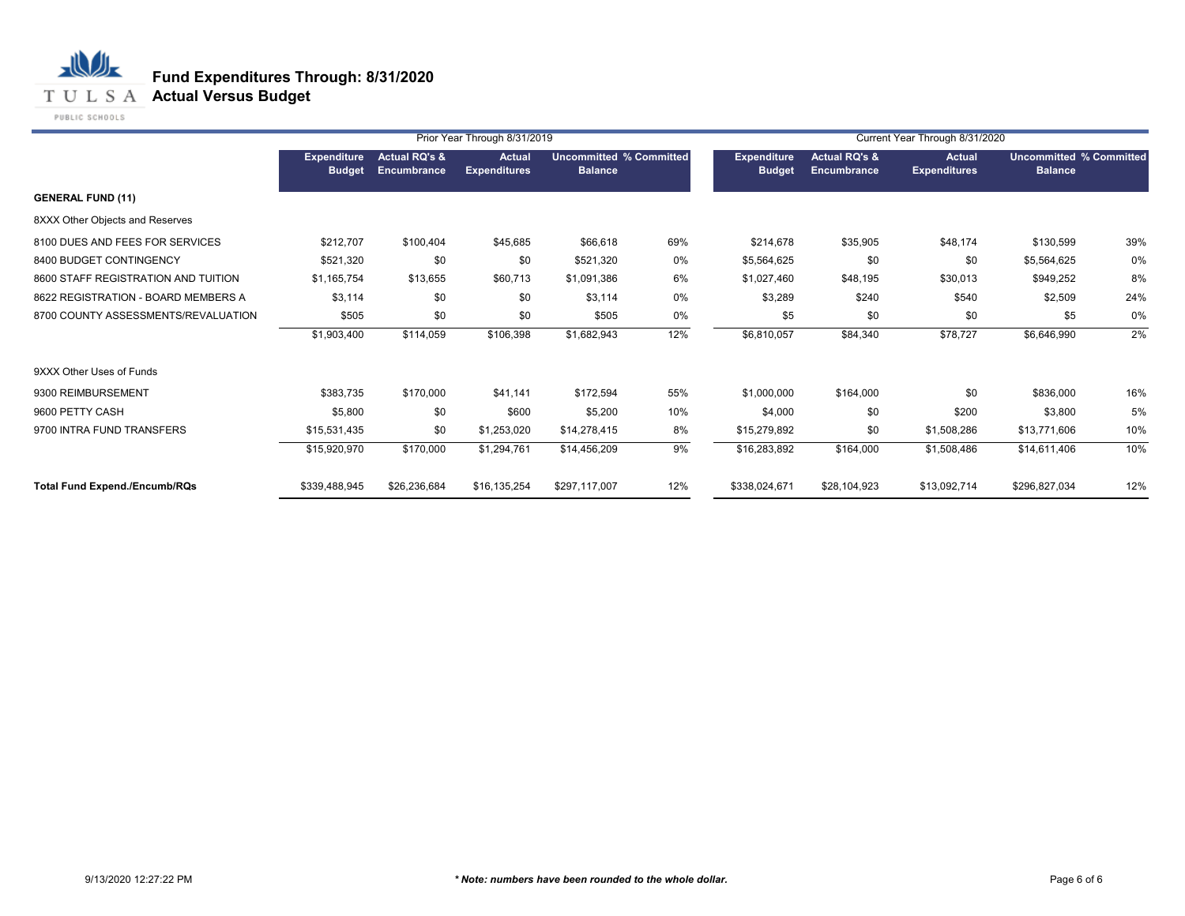# Fund Expenditures Through: 8/31/2020
## Actual Versus Budget

TULSA PUBLIC SCHOOLS

| | Prior Year Through 8/31/2019 | | | | | Current Year Through 8/31/2020 | | | | |
|---|---|---|---|---|---|---|---|---|---|---|
| | Expenditure Budget | Actual RQ's & Encumbrance | Actual Expenditures | Uncommitted Balance | % Committed | Expenditure Budget | Actual RQ's & Encumbrance | Actual Expenditures | Uncommitted Balance | % Committed |
| **GENERAL FUND (11)** | | | | | | | | | | |
| 8XXX Other Objects and Reserves | | | | | | | | | | |
| 8100 DUES AND FEES FOR SERVICES | $212,707 | $100,404 | $45,685 | $66,618 | 69% | $214,678 | $35,905 | $48,174 | $130,599 | 39% |
| 8400 BUDGET CONTINGENCY | $521,320 | $0 | $0 | $521,320 | 0% | $5,564,625 | $0 | $0 | $5,564,625 | 0% |
| 8600 STAFF REGISTRATION AND TUITION | $1,165,754 | $13,655 | $60,713 | $1,091,386 | 6% | $1,027,460 | $48,195 | $30,013 | $949,252 | 8% |
| 8622 REGISTRATION - BOARD MEMBERS A | $3,114 | $0 | $0 | $3,114 | 0% | $3,289 | $240 | $540 | $2,509 | 24% |
| 8700 COUNTY ASSESSMENTS/REVALUATION | $505 | $0 | $0 | $505 | 0% | $5 | $0 | $0 | $5 | 0% |
| | $1,903,400 | $114,059 | $106,398 | $1,682,943 | 12% | $6,810,057 | $84,340 | $78,727 | $6,646,990 | 2% |
| 9XXX Other Uses of Funds | | | | | | | | | | |
| 9300 REIMBURSEMENT | $383,735 | $170,000 | $41,141 | $172,594 | 55% | $1,000,000 | $164,000 | $0 | $836,000 | 16% |
| 9600 PETTY CASH | $5,800 | $0 | $600 | $5,200 | 10% | $4,000 | $0 | $200 | $3,800 | 5% |
| 9700 INTRA FUND TRANSFERS | $15,531,435 | $0 | $1,253,020 | $14,278,415 | 8% | $15,279,892 | $0 | $1,508,286 | $13,771,606 | 10% |
| | $15,920,970 | $170,000 | $1,294,761 | $14,456,209 | 9% | $16,283,892 | $164,000 | $1,508,486 | $14,611,406 | 10% |
| **Total Fund Expend./Encumb/RQs** | $339,488,945 | $26,236,684 | $16,135,254 | $297,117,007 | 12% | $338,024,671 | $28,104,923 | $13,092,714 | $296,827,034 | 12% |

9/13/2020 12:27:22 PM

***Note: numbers have been rounded to the whole dollar.**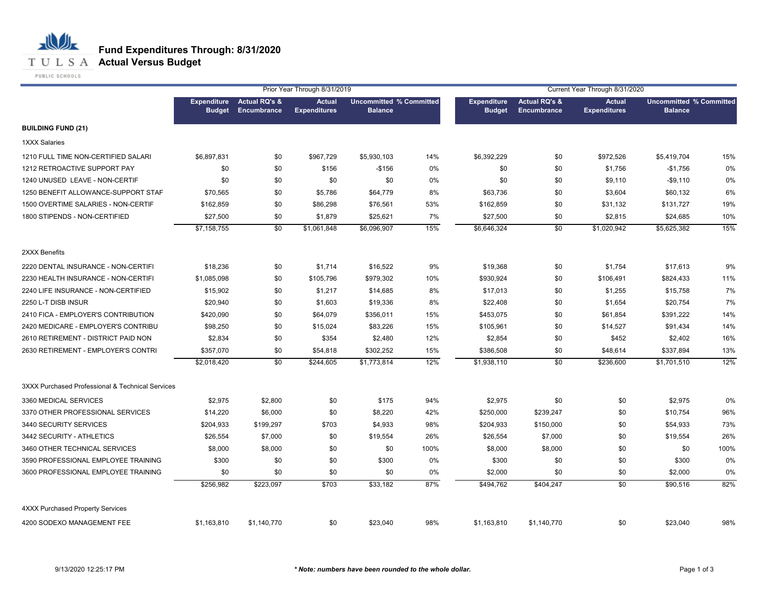# Fund Expenditures Through: 8/31/2020
## Actual Versus Budget

| | Prior Year Through 8/31/2019 | | | | | Current Year Through 8/31/2020 | | | | |
|---|---|---|---|---|---|---|---|---|---|---|
| | Expenditure Budget | Actual RQ's & Encumbrance | Actual Expenditures | Uncommitted Balance | % Committed | Expenditure Budget | Actual RQ's & Encumbrance | Actual Expenditures | Uncommitted Balance | % Committed |
| **BUILDING FUND (21)** | | | | | | | | | | |
| 1XXX Salaries | | | | | | | | | | |
| 1210 FULL TIME NON-CERTIFIED SALARI | $6,897,831 | $0 | $967,729 | $5,930,103 | 14% | $6,392,229 | $0 | $972,526 | $5,419,704 | 15% |
| 1212 RETROACTIVE SUPPORT PAY | $0 | $0 | $156 | -$156 | 0% | $0 | $0 | $1,756 | -$1,756 | 0% |
| 1240 UNUSED LEAVE - NON-CERTIF | $0 | $0 | $0 | $0 | 0% | $0 | $0 | $9,110 | -$9,110 | 0% |
| 1250 BENEFIT ALLOWANCE-SUPPORT STAF | $70,565 | $0 | $5,786 | $64,779 | 8% | $63,736 | $0 | $3,604 | $60,132 | 6% |
| 1500 OVERTIME SALARIES - NON-CERTIF | $162,859 | $0 | $86,298 | $76,561 | 53% | $162,859 | $0 | $31,132 | $131,727 | 19% |
| 1800 STIPENDS - NON-CERTIFIED | $27,500 | $0 | $1,879 | $25,621 | 7% | $27,500 | $0 | $2,815 | $24,685 | 10% |
| | $7,158,755 | $0 | $1,061,848 | $6,096,907 | 15% | $6,646,324 | $0 | $1,020,942 | $5,625,382 | 15% |
| 2XXX Benefits | | | | | | | | | | |
| 2220 DENTAL INSURANCE - NON-CERTIFI | $18,236 | $0 | $1,714 | $16,522 | 9% | $19,368 | $0 | $1,754 | $17,613 | 9% |
| 2230 HEALTH INSURANCE - NON-CERTIFI | $1,085,098 | $0 | $105,796 | $979,302 | 10% | $930,924 | $0 | $106,491 | $824,433 | 11% |
| 2240 LIFE INSURANCE - NON-CERTIFIED | $15,902 | $0 | $1,217 | $14,685 | 8% | $17,013 | $0 | $1,255 | $15,758 | 7% |
| 2250 L-T DISB INSUR | $20,940 | $0 | $1,603 | $19,336 | 8% | $22,408 | $0 | $1,654 | $20,754 | 7% |
| 2410 FICA - EMPLOYER'S CONTRIBUTION | $420,090 | $0 | $64,079 | $356,011 | 15% | $453,075 | $0 | $61,854 | $391,222 | 14% |
| 2420 MEDICARE - EMPLOYER'S CONTRIBU | $98,250 | $0 | $15,024 | $83,226 | 15% | $105,961 | $0 | $14,527 | $91,434 | 14% |
| 2610 RETIREMENT - DISTRICT PAID NON | $2,834 | $0 | $354 | $2,480 | 12% | $2,854 | $0 | $452 | $2,402 | 16% |
| 2630 RETIREMENT - EMPLOYER'S CONTRI | $357,070 | $0 | $54,818 | $302,252 | 15% | $386,508 | $0 | $48,614 | $337,894 | 13% |
| | $2,018,420 | $0 | $244,605 | $1,773,814 | 12% | $1,938,110 | $0 | $236,600 | $1,701,510 | 12% |
| 3XXX Purchased Professional & Technical Services | | | | | | | | | | |
| 3360 MEDICAL SERVICES | $2,975 | $2,800 | $0 | $175 | 94% | $2,975 | $0 | $0 | $2,975 | 0% |
| 3370 OTHER PROFESSIONAL SERVICES | $14,220 | $6,000 | $0 | $8,220 | 42% | $250,000 | $239,247 | $0 | $10,754 | 96% |
| 3440 SECURITY SERVICES | $204,933 | $199,297 | $703 | $4,933 | 98% | $204,933 | $150,000 | $0 | $54,933 | 73% |
| 3442 SECURITY - ATHLETICS | $26,554 | $7,000 | $0 | $19,554 | 26% | $26,554 | $7,000 | $0 | $19,554 | 26% |
| 3460 OTHER TECHNICAL SERVICES | $8,000 | $8,000 | $0 | $0 | 100% | $8,000 | $8,000 | $0 | $0 | 100% |
| 3590 PROFESSIONAL EMPLOYEE TRAINING | $300 | $0 | $0 | $300 | 0% | $300 | $0 | $0 | $300 | 0% |
| 3600 PROFESSIONAL EMPLOYEE TRAINING | $0 | $0 | $0 | $0 | 0% | $2,000 | $0 | $0 | $2,000 | 0% |
| | $256,982 | $223,097 | $703 | $33,182 | 87% | $494,762 | $404,247 | $0 | $90,516 | 82% |
| 4XXX Purchased Property Services | | | | | | | | | | |
| 4200 SODEXO MANAGEMENT FEE | $1,163,810 | $1,140,770 | $0 | $23,040 | 98% | $1,163,810 | $1,140,770 | $0 | $23,040 | 98% |

9/13/2020 12:25:17 PM

*** Note: numbers have been rounded to the whole dollar.***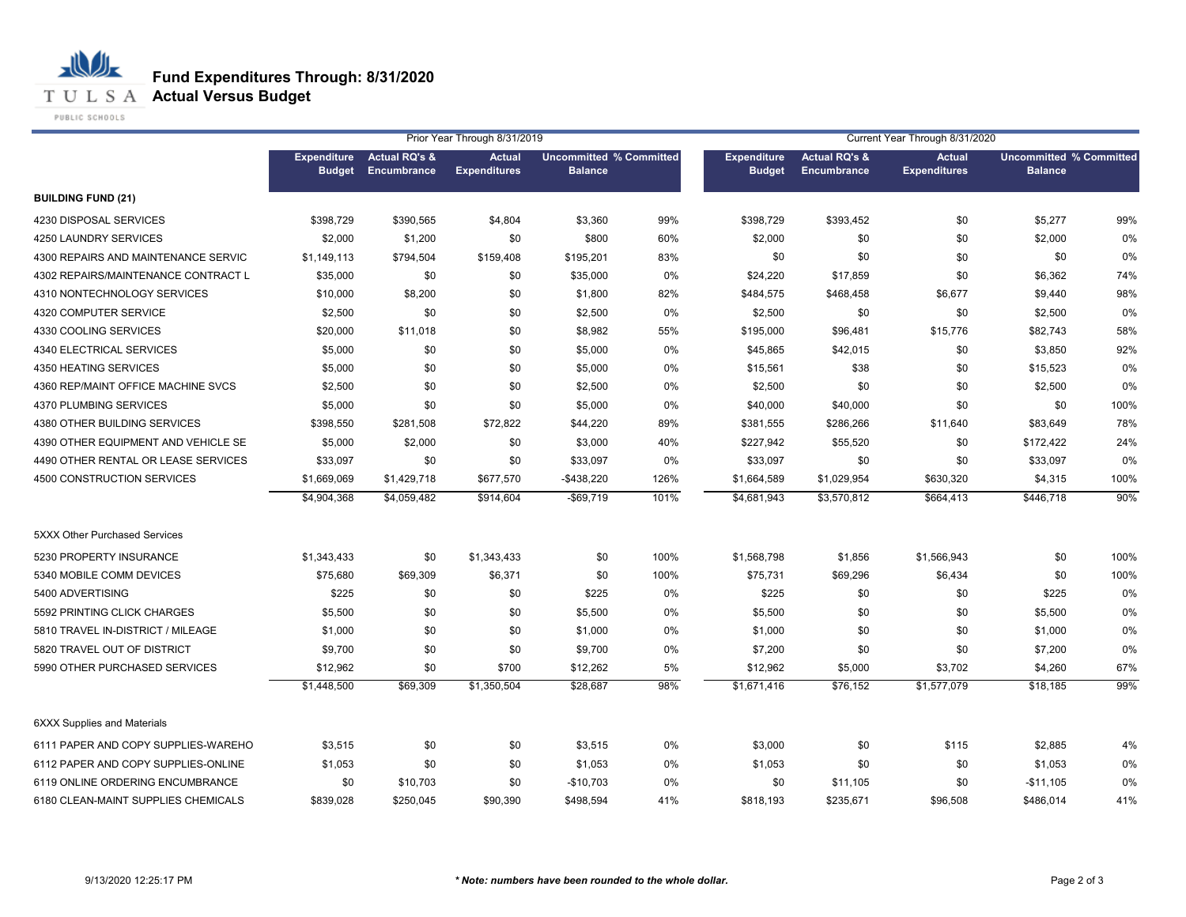# Fund Expenditures Through: 8/31/2020

## Actual Versus Budget

| | Prior Year Through 8/31/2019 | | | | | Current Year Through 8/31/2020 | | | | |
|---|---|---|---|---|---|---|---|---|---|---|
| | Expenditure Budget | Actual RQ's & Encumbrance | Actual Expenditures | Uncommitted Balance | % Committed | Expenditure Budget | Actual RQ's & Encumbrance | Actual Expenditures | Uncommitted Balance | % Committed |
| **BUILDING FUND (21)** | | | | | | | | | | |
| 4230 DISPOSAL SERVICES | $398,729 | $390,565 | $4,804 | $3,360 | 99% | $398,729 | $393,452 | $0 | $5,277 | 99% |
| 4250 LAUNDRY SERVICES | $2,000 | $1,200 | $0 | $800 | 60% | $2,000 | $0 | $0 | $2,000 | 0% |
| 4300 REPAIRS AND MAINTENANCE SERVIC | $1,149,113 | $794,504 | $159,408 | $195,201 | 83% | $0 | $0 | $0 | $0 | 0% |
| 4302 REPAIRS/MAINTENANCE CONTRACT L | $35,000 | $0 | $0 | $35,000 | 0% | $24,220 | $17,859 | $0 | $6,362 | 74% |
| 4310 NONTECHNOLOGY SERVICES | $10,000 | $8,200 | $0 | $1,800 | 82% | $484,575 | $468,458 | $6,677 | $9,440 | 98% |
| 4320 COMPUTER SERVICE | $2,500 | $0 | $0 | $2,500 | 0% | $2,500 | $0 | $0 | $2,500 | 0% |
| 4330 COOLING SERVICES | $20,000 | $11,018 | $0 | $8,982 | 55% | $195,000 | $96,481 | $15,776 | $82,743 | 58% |
| 4340 ELECTRICAL SERVICES | $5,000 | $0 | $0 | $5,000 | 0% | $45,865 | $42,015 | $0 | $3,850 | 92% |
| 4350 HEATING SERVICES | $5,000 | $0 | $0 | $5,000 | 0% | $15,561 | $38 | $0 | $15,523 | 0% |
| 4360 REP/MAINT OFFICE MACHINE SVCS | $2,500 | $0 | $0 | $2,500 | 0% | $2,500 | $0 | $0 | $2,500 | 0% |
| 4370 PLUMBING SERVICES | $5,000 | $0 | $0 | $5,000 | 0% | $40,000 | $40,000 | $0 | $0 | 100% |
| 4380 OTHER BUILDING SERVICES | $398,550 | $281,508 | $72,822 | $44,220 | 89% | $381,555 | $286,266 | $11,640 | $83,649 | 78% |
| 4390 OTHER EQUIPMENT AND VEHICLE SE | $5,000 | $2,000 | $0 | $3,000 | 40% | $227,942 | $55,520 | $0 | $172,422 | 24% |
| 4490 OTHER RENTAL OR LEASE SERVICES | $33,097 | $0 | $0 | $33,097 | 0% | $33,097 | $0 | $0 | $33,097 | 0% |
| 4500 CONSTRUCTION SERVICES | $1,669,069 | $1,429,718 | $677,570 | -$438,220 | 126% | $1,664,589 | $1,029,954 | $630,320 | $4,315 | 100% |
| | $4,904,368 | $4,059,482 | $914,604 | -$69,719 | 101% | $4,681,943 | $3,570,812 | $664,413 | $446,718 | 90% |
| 5XXX Other Purchased Services | | | | | | | | | | |
| 5230 PROPERTY INSURANCE | $1,343,433 | $0 | $1,343,433 | $0 | 100% | $1,568,798 | $1,856 | $1,566,943 | $0 | 100% |
| 5340 MOBILE COMM DEVICES | $75,680 | $69,309 | $6,371 | $0 | 100% | $75,731 | $69,296 | $6,434 | $0 | 100% |
| 5400 ADVERTISING | $225 | $0 | $0 | $225 | 0% | $225 | $0 | $0 | $225 | 0% |
| 5592 PRINTING CLICK CHARGES | $5,500 | $0 | $0 | $5,500 | 0% | $5,500 | $0 | $0 | $5,500 | 0% |
| 5810 TRAVEL IN-DISTRICT / MILEAGE | $1,000 | $0 | $0 | $1,000 | 0% | $1,000 | $0 | $0 | $1,000 | 0% |
| 5820 TRAVEL OUT OF DISTRICT | $9,700 | $0 | $0 | $9,700 | 0% | $7,200 | $0 | $0 | $7,200 | 0% |
| 5990 OTHER PURCHASED SERVICES | $12,962 | $0 | $700 | $12,262 | 5% | $12,962 | $5,000 | $3,702 | $4,260 | 67% |
| | $1,448,500 | $69,309 | $1,350,504 | $28,687 | 98% | $1,671,416 | $76,152 | $1,577,079 | $18,185 | 99% |
| 6XXX Supplies and Materials | | | | | | | | | | |
| 6111 PAPER AND COPY SUPPLIES-WAREHO | $3,515 | $0 | $0 | $3,515 | 0% | $3,000 | $0 | $115 | $2,885 | 4% |
| 6112 PAPER AND COPY SUPPLIES-ONLINE | $1,053 | $0 | $0 | $1,053 | 0% | $1,053 | $0 | $0 | $1,053 | 0% |
| 6119 ONLINE ORDERING ENCUMBRANCE | $0 | $10,703 | $0 | -$10,703 | 0% | $0 | $11,105 | $0 | -$11,105 | 0% |
| 6180 CLEAN-MAINT SUPPLIES CHEMICALS | $839,028 | $250,045 | $90,390 | $498,594 | 41% | $818,193 | $235,671 | $96,508 | $486,014 | 41% |

*\* Note: numbers have been rounded to the whole dollar.*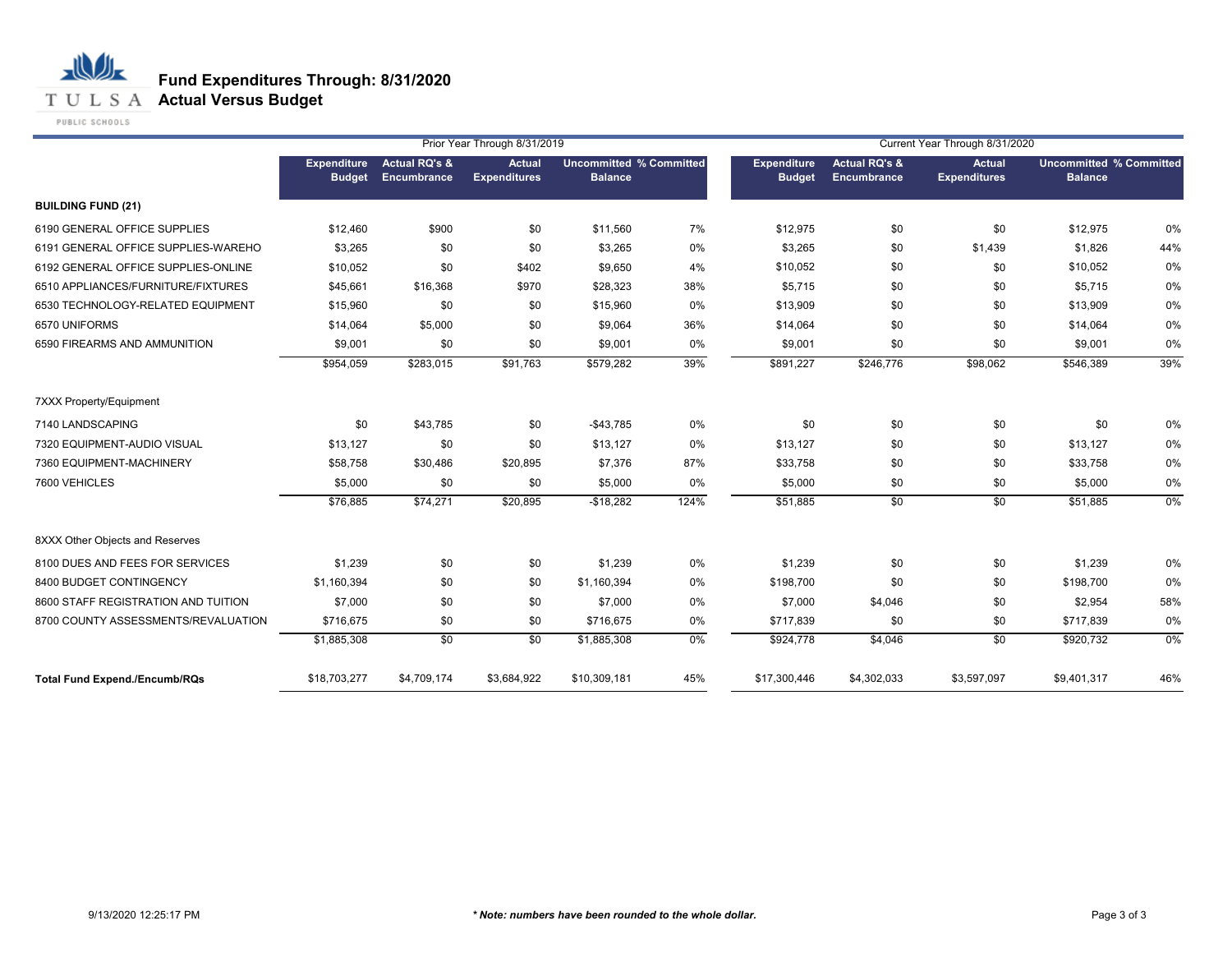# Fund Expenditures Through: 8/31/2020

## Actual Versus Budget

| | Prior Year Through 8/31/2019 | | | | | Current Year Through 8/31/2020 | | | | |
|---|---|---|---|---|---|---|---|---|---|---|
| | Expenditure Budget | Actual RQ's & Encumbrance | Actual Expenditures | Uncommitted Balance | % Committed | Expenditure Budget | Actual RQ's & Encumbrance | Actual Expenditures | Uncommitted Balance | % Committed |
| **BUILDING FUND (21)** | | | | | | | | | | |
| 6190 GENERAL OFFICE SUPPLIES | $12,460 | $900 | $0 | $11,560 | 7% | $12,975 | $0 | $0 | $12,975 | 0% |
| 6191 GENERAL OFFICE SUPPLIES-WAREHO | $3,265 | $0 | $0 | $3,265 | 0% | $3,265 | $0 | $1,439 | $1,826 | 44% |
| 6192 GENERAL OFFICE SUPPLIES-ONLINE | $10,052 | $0 | $402 | $9,650 | 4% | $10,052 | $0 | $0 | $10,052 | 0% |
| 6510 APPLIANCES/FURNITURE/FIXTURES | $45,661 | $16,368 | $970 | $28,323 | 38% | $5,715 | $0 | $0 | $5,715 | 0% |
| 6530 TECHNOLOGY-RELATED EQUIPMENT | $15,960 | $0 | $0 | $15,960 | 0% | $13,909 | $0 | $0 | $13,909 | 0% |
| 6570 UNIFORMS | $14,064 | $5,000 | $0 | $9,064 | 36% | $14,064 | $0 | $0 | $14,064 | 0% |
| 6590 FIREARMS AND AMMUNITION | $9,001 | $0 | $0 | $9,001 | 0% | $9,001 | $0 | $0 | $9,001 | 0% |
| | $954,059 | $283,015 | $91,763 | $579,282 | 39% | $891,227 | $246,776 | $98,062 | $546,389 | 39% |
| 7XXX Property/Equipment | | | | | | | | | | |
| 7140 LANDSCAPING | $0 | $43,785 | $0 | -$43,785 | 0% | $0 | $0 | $0 | $0 | 0% |
| 7320 EQUIPMENT-AUDIO VISUAL | $13,127 | $0 | $0 | $13,127 | 0% | $13,127 | $0 | $0 | $13,127 | 0% |
| 7360 EQUIPMENT-MACHINERY | $58,758 | $30,486 | $20,895 | $7,376 | 87% | $33,758 | $0 | $0 | $33,758 | 0% |
| 7600 VEHICLES | $5,000 | $0 | $0 | $5,000 | 0% | $5,000 | $0 | $0 | $5,000 | 0% |
| | $76,885 | $74,271 | $20,895 | -$18,282 | 124% | $51,885 | $0 | $0 | $51,885 | 0% |
| 8XXX Other Objects and Reserves | | | | | | | | | | |
| 8100 DUES AND FEES FOR SERVICES | $1,239 | $0 | $0 | $1,239 | 0% | $1,239 | $0 | $0 | $1,239 | 0% |
| 8400 BUDGET CONTINGENCY | $1,160,394 | $0 | $0 | $1,160,394 | 0% | $198,700 | $0 | $0 | $198,700 | 0% |
| 8600 STAFF REGISTRATION AND TUITION | $7,000 | $0 | $0 | $7,000 | 0% | $7,000 | $4,046 | $0 | $2,954 | 58% |
| 8700 COUNTY ASSESSMENTS/REVALUATION | $716,675 | $0 | $0 | $716,675 | 0% | $717,839 | $0 | $0 | $717,839 | 0% |
| | $1,885,308 | $0 | $0 | $1,885,308 | 0% | $924,778 | $4,046 | $0 | $920,732 | 0% |
| **Total Fund Expend./Encumb/RQs** | $18,703,277 | $4,709,174 | $3,684,922 | $10,309,181 | 45% | $17,300,446 | $4,302,033 | $3,597,097 | $9,401,317 | 46% |

9/13/2020 12:25:17 PM

*** Note: numbers have been rounded to the whole dollar.***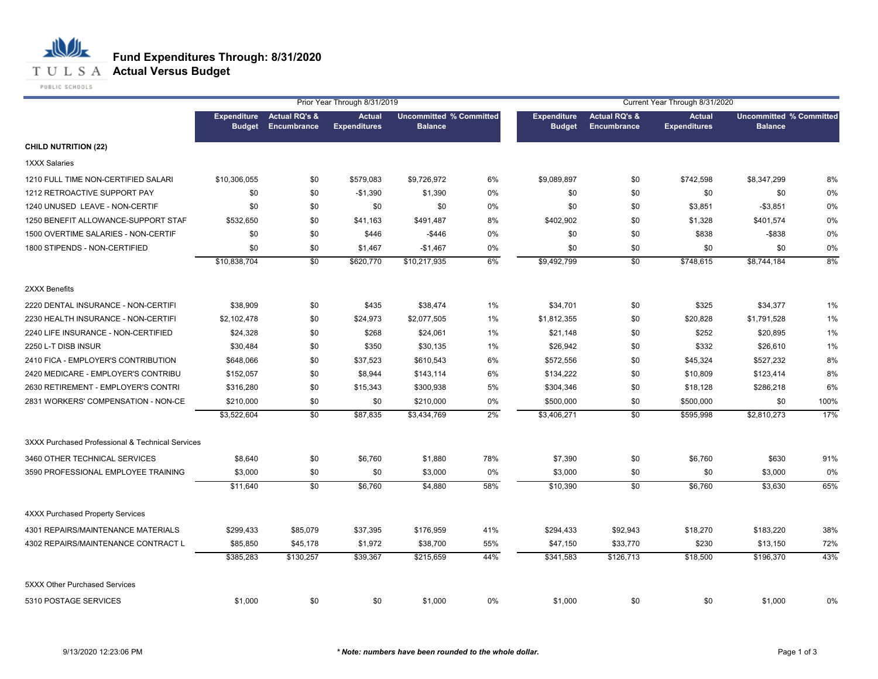# Fund Expenditures Through: 8/31/2020
## Actual Versus Budget

| | Prior Year Through 8/31/2019 | | | | | Current Year Through 8/31/2020 | | | | |
|---|---|---|---|---|---|---|---|---|---|---|
| | Expenditure Budget | Actual RQ's & Encumbrance | Actual Expenditures | Uncommitted Balance | % Committed | Expenditure Budget | Actual RQ's & Encumbrance | Actual Expenditures | Uncommitted Balance | % Committed |
| **CHILD NUTRITION (22)** | | | | | | | | | | |
| 1XXX Salaries | | | | | | | | | | |
| 1210 FULL TIME NON-CERTIFIED SALARI | $10,306,055 | $0 | $579,083 | $9,726,972 | 6% | $9,089,897 | $0 | $742,598 | $8,347,299 | 8% |
| 1212 RETROACTIVE SUPPORT PAY | $0 | $0 | -$1,390 | $1,390 | 0% | $0 | $0 | $0 | $0 | 0% |
| 1240 UNUSED LEAVE - NON-CERTIF | $0 | $0 | $0 | $0 | 0% | $0 | $0 | $3,851 | -$3,851 | 0% |
| 1250 BENEFIT ALLOWANCE-SUPPORT STAF | $532,650 | $0 | $41,163 | $491,487 | 8% | $402,902 | $0 | $1,328 | $401,574 | 0% |
| 1500 OVERTIME SALARIES - NON-CERTIF | $0 | $0 | $446 | -$446 | 0% | $0 | $0 | $838 | -$838 | 0% |
| 1800 STIPENDS - NON-CERTIFIED | $0 | $0 | $1,467 | -$1,467 | 0% | $0 | $0 | $0 | $0 | 0% |
| | $10,838,704 | $0 | $620,770 | $10,217,935 | 6% | $9,492,799 | $0 | $748,615 | $8,744,184 | 8% |
| 2XXX Benefits | | | | | | | | | | |
| 2220 DENTAL INSURANCE - NON-CERTIFI | $38,909 | $0 | $435 | $38,474 | 1% | $34,701 | $0 | $325 | $34,377 | 1% |
| 2230 HEALTH INSURANCE - NON-CERTIFI | $2,102,478 | $0 | $24,973 | $2,077,505 | 1% | $1,812,355 | $0 | $20,828 | $1,791,528 | 1% |
| 2240 LIFE INSURANCE - NON-CERTIFIED | $24,328 | $0 | $268 | $24,061 | 1% | $21,148 | $0 | $252 | $20,895 | 1% |
| 2250 L-T DISB INSUR | $30,484 | $0 | $350 | $30,135 | 1% | $26,942 | $0 | $332 | $26,610 | 1% |
| 2410 FICA - EMPLOYER'S CONTRIBUTION | $648,066 | $0 | $37,523 | $610,543 | 6% | $572,556 | $0 | $45,324 | $527,232 | 8% |
| 2420 MEDICARE - EMPLOYER'S CONTRIBU | $152,057 | $0 | $8,944 | $143,114 | 6% | $134,222 | $0 | $10,809 | $123,414 | 8% |
| 2630 RETIREMENT - EMPLOYER'S CONTRI | $316,280 | $0 | $15,343 | $300,938 | 5% | $304,346 | $0 | $18,128 | $286,218 | 6% |
| 2831 WORKERS' COMPENSATION - NON-CE | $210,000 | $0 | $0 | $210,000 | 0% | $500,000 | $0 | $500,000 | $0 | 100% |
| | $3,522,604 | $0 | $87,835 | $3,434,769 | 2% | $3,406,271 | $0 | $595,998 | $2,810,273 | 17% |
| 3XXX Purchased Professional & Technical Services | | | | | | | | | | |
| 3460 OTHER TECHNICAL SERVICES | $8,640 | $0 | $6,760 | $1,880 | 78% | $7,390 | $0 | $6,760 | $630 | 91% |
| 3590 PROFESSIONAL EMPLOYEE TRAINING | $3,000 | $0 | $0 | $3,000 | 0% | $3,000 | $0 | $0 | $3,000 | 0% |
| | $11,640 | $0 | $6,760 | $4,880 | 58% | $10,390 | $0 | $6,760 | $3,630 | 65% |
| 4XXX Purchased Property Services | | | | | | | | | | |
| 4301 REPAIRS/MAINTENANCE MATERIALS | $299,433 | $85,079 | $37,395 | $176,959 | 41% | $294,433 | $92,943 | $18,270 | $183,220 | 38% |
| 4302 REPAIRS/MAINTENANCE CONTRACT L | $85,850 | $45,178 | $1,972 | $38,700 | 55% | $47,150 | $33,770 | $230 | $13,150 | 72% |
| | $385,283 | $130,257 | $39,367 | $215,659 | 44% | $341,583 | $126,713 | $18,500 | $196,370 | 43% |
| 5XXX Other Purchased Services | | | | | | | | | | |
| 5310 POSTAGE SERVICES | $1,000 | $0 | $0 | $1,000 | 0% | $1,000 | $0 | $0 | $1,000 | 0% |

9/13/2020 12:23:06 PM

***Note: numbers have been rounded to the whole dollar.**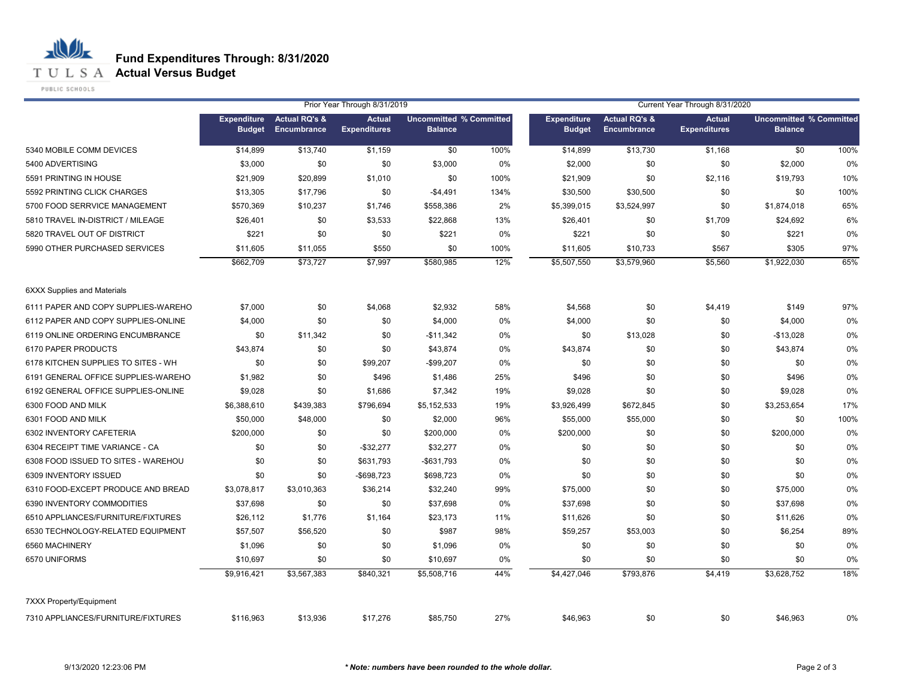# Fund Expenditures Through: 8/31/2020
## Actual Versus Budget

| | Prior Year Through 8/31/2019 | | | | | Current Year Through 8/31/2020 | | | | |
|---|---|---|---|---|---|---|---|---|---|---|
| | Expenditure Budget | Actual RQ's & Encumbrance | Actual Expenditures | Uncommitted Balance | % Committed | Expenditure Budget | Actual RQ's & Encumbrance | Actual Expenditures | Uncommitted Balance | % Committed |
| 5340 MOBILE COMM DEVICES | $14,899 | $13,740 | $1,159 | $0 | 100% | $14,899 | $13,730 | $1,168 | $0 | 100% |
| 5400 ADVERTISING | $3,000 | $0 | $0 | $3,000 | 0% | $2,000 | $0 | $0 | $2,000 | 0% |
| 5591 PRINTING IN HOUSE | $21,909 | $20,899 | $1,010 | $0 | 100% | $21,909 | $0 | $2,116 | $19,793 | 10% |
| 5592 PRINTING CLICK CHARGES | $13,305 | $17,796 | $0 | -$4,491 | 134% | $30,500 | $30,500 | $0 | $0 | 100% |
| 5700 FOOD SERRVICE MANAGEMENT | $570,369 | $10,237 | $1,746 | $558,386 | 2% | $5,399,015 | $3,524,997 | $0 | $1,874,018 | 65% |
| 5810 TRAVEL IN-DISTRICT / MILEAGE | $26,401 | $0 | $3,533 | $22,868 | 13% | $26,401 | $0 | $1,709 | $24,692 | 6% |
| 5820 TRAVEL OUT OF DISTRICT | $221 | $0 | $0 | $221 | 0% | $221 | $0 | $0 | $221 | 0% |
| 5990 OTHER PURCHASED SERVICES | $11,605 | $11,055 | $550 | $0 | 100% | $11,605 | $10,733 | $567 | $305 | 97% |
| | $662,709 | $73,727 | $7,997 | $580,985 | 12% | $5,507,550 | $3,579,960 | $5,560 | $1,922,030 | 65% |
| 6XXX Supplies and Materials | | | | | | | | | | |
| 6111 PAPER AND COPY SUPPLIES-WAREHO | $7,000 | $0 | $4,068 | $2,932 | 58% | $4,568 | $0 | $4,419 | $149 | 97% |
| 6112 PAPER AND COPY SUPPLIES-ONLINE | $4,000 | $0 | $0 | $4,000 | 0% | $4,000 | $0 | $0 | $4,000 | 0% |
| 6119 ONLINE ORDERING ENCUMBRANCE | $0 | $11,342 | $0 | -$11,342 | 0% | $0 | $13,028 | $0 | -$13,028 | 0% |
| 6170 PAPER PRODUCTS | $43,874 | $0 | $0 | $43,874 | 0% | $43,874 | $0 | $0 | $43,874 | 0% |
| 6178 KITCHEN SUPPLIES TO SITES - WH | $0 | $0 | $99,207 | -$99,207 | 0% | $0 | $0 | $0 | $0 | 0% |
| 6191 GENERAL OFFICE SUPPLIES-WAREHO | $1,982 | $0 | $496 | $1,486 | 25% | $496 | $0 | $0 | $496 | 0% |
| 6192 GENERAL OFFICE SUPPLIES-ONLINE | $9,028 | $0 | $1,686 | $7,342 | 19% | $9,028 | $0 | $0 | $9,028 | 0% |
| 6300 FOOD AND MILK | $6,388,610 | $439,383 | $796,694 | $5,152,533 | 19% | $3,926,499 | $672,845 | $0 | $3,253,654 | 17% |
| 6301 FOOD AND MILK | $50,000 | $48,000 | $0 | $2,000 | 96% | $55,000 | $55,000 | $0 | $0 | 100% |
| 6302 INVENTORY CAFETERIA | $200,000 | $0 | $0 | $200,000 | 0% | $200,000 | $0 | $0 | $200,000 | 0% |
| 6304 RECEIPT TIME VARIANCE - CA | $0 | $0 | -$32,277 | $32,277 | 0% | $0 | $0 | $0 | $0 | 0% |
| 6308 FOOD ISSUED TO SITES - WAREHOU | $0 | $0 | $631,793 | -$631,793 | 0% | $0 | $0 | $0 | $0 | 0% |
| 6309 INVENTORY ISSUED | $0 | $0 | -$698,723 | $698,723 | 0% | $0 | $0 | $0 | $0 | 0% |
| 6310 FOOD-EXCEPT PRODUCE AND BREAD | $3,078,817 | $3,010,363 | $36,214 | $32,240 | 99% | $75,000 | $0 | $0 | $75,000 | 0% |
| 6390 INVENTORY COMMODITIES | $37,698 | $0 | $0 | $37,698 | 0% | $37,698 | $0 | $0 | $37,698 | 0% |
| 6510 APPLIANCES/FURNITURE/FIXTURES | $26,112 | $1,776 | $1,164 | $23,173 | 11% | $11,626 | $0 | $0 | $11,626 | 0% |
| 6530 TECHNOLOGY-RELATED EQUIPMENT | $57,507 | $56,520 | $0 | $987 | 98% | $59,257 | $53,003 | $0 | $6,254 | 89% |
| 6560 MACHINERY | $1,096 | $0 | $0 | $1,096 | 0% | $0 | $0 | $0 | $0 | 0% |
| 6570 UNIFORMS | $10,697 | $0 | $0 | $10,697 | 0% | $0 | $0 | $0 | $0 | 0% |
| | $9,916,421 | $3,567,383 | $840,321 | $5,508,716 | 44% | $4,427,046 | $793,876 | $4,419 | $3,628,752 | 18% |
| 7XXX Property/Equipment | | | | | | | | | | |
| 7310 APPLIANCES/FURNITURE/FIXTURES | $116,963 | $13,936 | $17,276 | $85,750 | 27% | $46,963 | $0 | $0 | $46,963 | 0% |

9/13/2020 12:23:06 PM

*** Note: numbers have been rounded to the whole dollar.***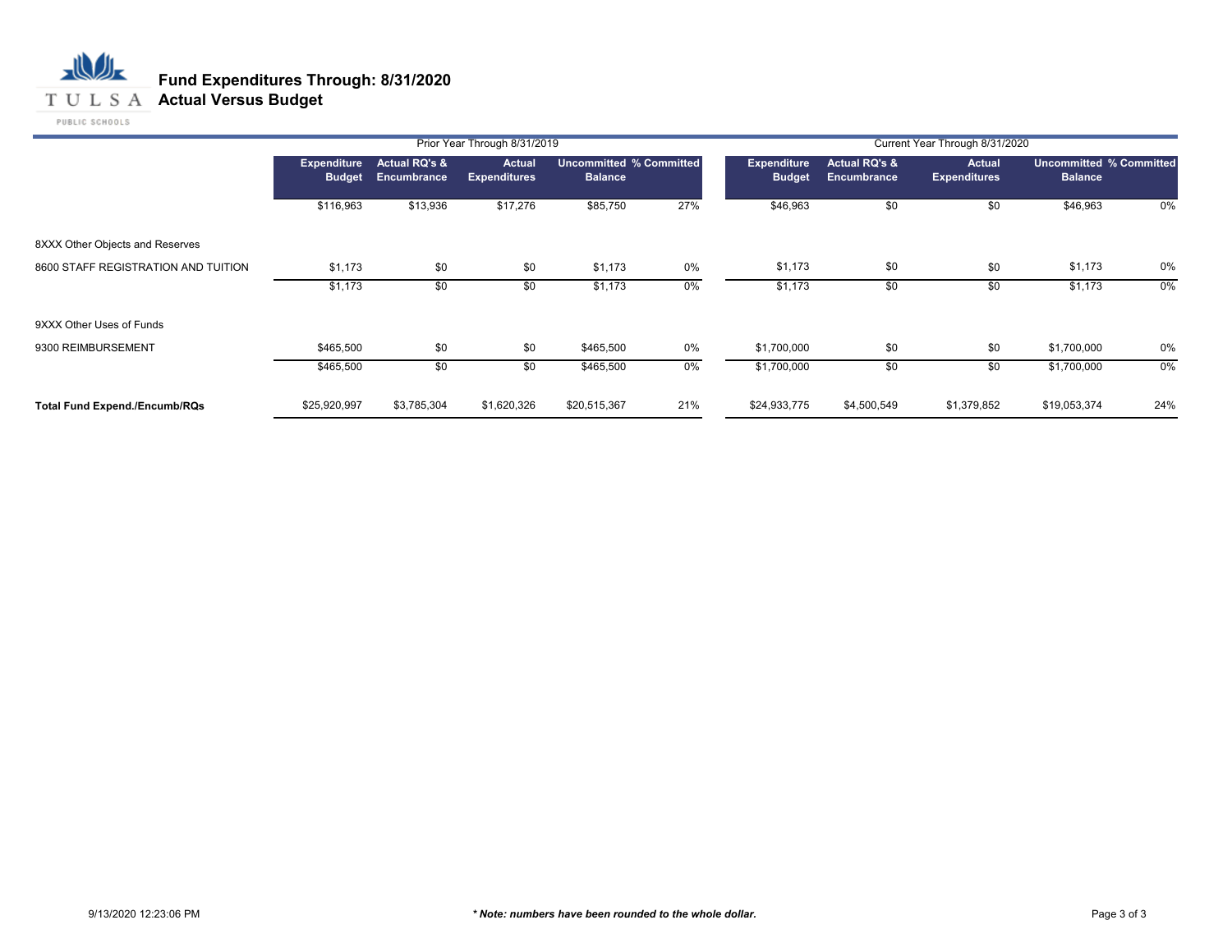# Fund Expenditures Through: 8/31/2020
## Actual Versus Budget

| | Prior Year Through 8/31/2019 | | | | | Current Year Through 8/31/2020 | | | | |
|---|---|---|---|---|---|---|---|---|---|---|
| | Expenditure Budget | Actual RQ's & Encumbrance | Actual Expenditures | Uncommitted Balance | % Committed | Expenditure Budget | Actual RQ's & Encumbrance | Actual Expenditures | Uncommitted Balance | % Committed |
| | $116,963 | $13,936 | $17,276 | $85,750 | 27% | $46,963 | $0 | $0 | $46,963 | 0% |
| 8XXX Other Objects and Reserves | | | | | | | | | | |
| 8600 STAFF REGISTRATION AND TUITION | $1,173 | $0 | $0 | $1,173 | 0% | $1,173 | $0 | $0 | $1,173 | 0% |
| | $1,173 | $0 | $0 | $1,173 | 0% | $1,173 | $0 | $0 | $1,173 | 0% |
| 9XXX Other Uses of Funds | | | | | | | | | | |
| 9300 REIMBURSEMENT | $465,500 | $0 | $0 | $465,500 | 0% | $1,700,000 | $0 | $0 | $1,700,000 | 0% |
| | $465,500 | $0 | $0 | $465,500 | 0% | $1,700,000 | $0 | $0 | $1,700,000 | 0% |
| **Total Fund Expend./Encumb/RQs** | $25,920,997 | $3,785,304 | $1,620,326 | $20,515,367 | 21% | $24,933,775 | $4,500,549 | $1,379,852 | $19,053,374 | 24% |

9/13/2020 12:23:06 PM

***Note: numbers have been rounded to the whole dollar.***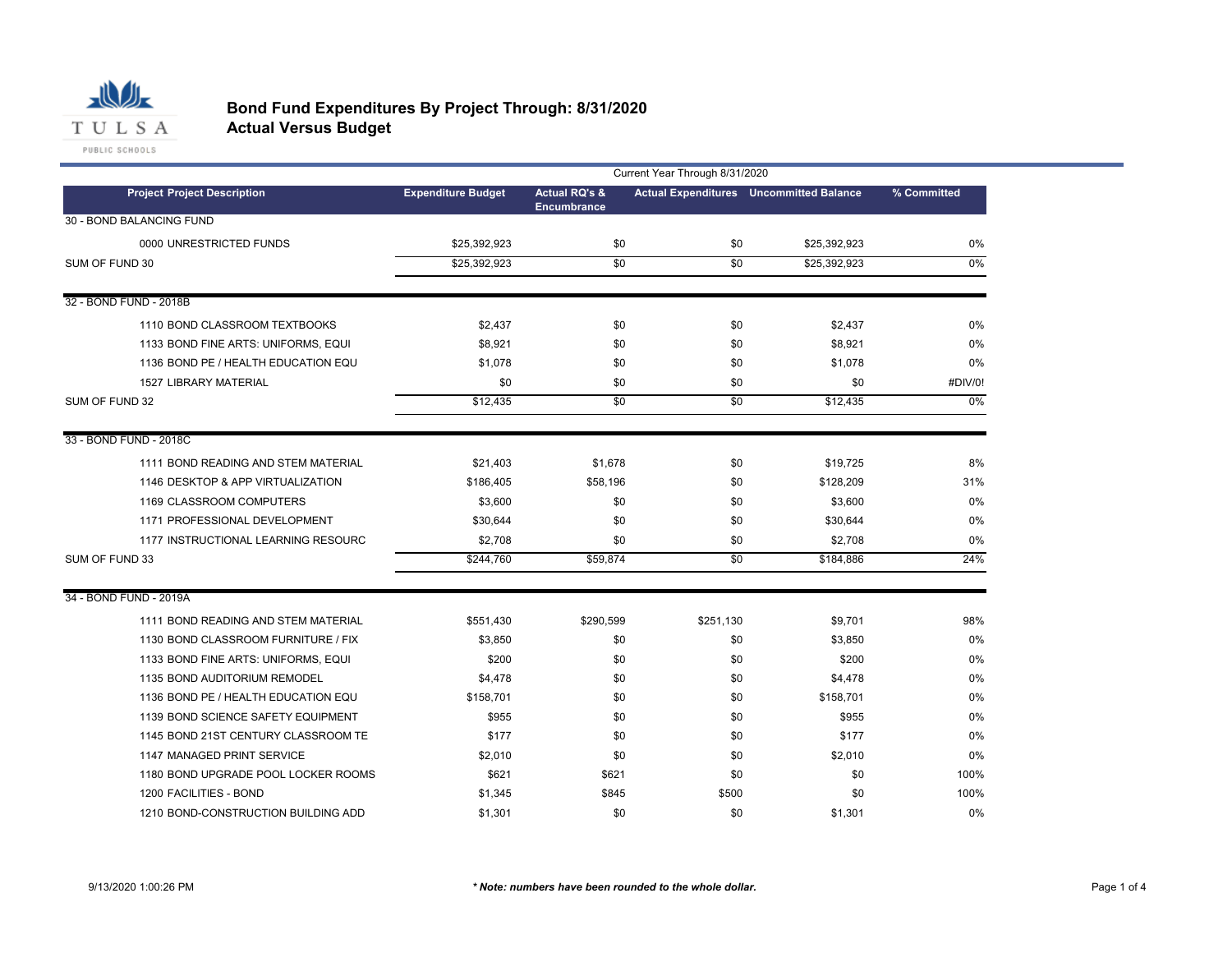# Bond Fund Expenditures By Project Through: 8/31/2020
## Actual Versus Budget

| | | Current Year Through 8/31/2020 | | | |
|---|---|---|---|---|---|
| **Project Project Description** | **Expenditure Budget** | **Actual RQ's & Encumbrance** | **Actual Expenditures** | **Uncommitted Balance** | **% Committed** |
| 30 - BOND BALANCING FUND | | | | | |
| 0000 UNRESTRICTED FUNDS | $25,392,923 | $0 | $0 | $25,392,923 | 0% |
| SUM OF FUND 30 | $25,392,923 | $0 | $0 | $25,392,923 | 0% |
| 32 - BOND FUND - 2018B | | | | | |
| 1110 BOND CLASSROOM TEXTBOOKS | $2,437 | $0 | $0 | $2,437 | 0% |
| 1133 BOND FINE ARTS: UNIFORMS, EQUI | $8,921 | $0 | $0 | $8,921 | 0% |
| 1136 BOND PE / HEALTH EDUCATION EQU | $1,078 | $0 | $0 | $1,078 | 0% |
| 1527 LIBRARY MATERIAL | $0 | $0 | $0 | $0 | #DIV/0! |
| SUM OF FUND 32 | $12,435 | $0 | $0 | $12,435 | 0% |
| 33 - BOND FUND - 2018C | | | | | |
| 1111 BOND READING AND STEM MATERIAL | $21,403 | $1,678 | $0 | $19,725 | 8% |
| 1146 DESKTOP & APP VIRTUALIZATION | $186,405 | $58,196 | $0 | $128,209 | 31% |
| 1169 CLASSROOM COMPUTERS | $3,600 | $0 | $0 | $3,600 | 0% |
| 1171 PROFESSIONAL DEVELOPMENT | $30,644 | $0 | $0 | $30,644 | 0% |
| 1177 INSTRUCTIONAL LEARNING RESOURC | $2,708 | $0 | $0 | $2,708 | 0% |
| SUM OF FUND 33 | $244,760 | $59,874 | $0 | $184,886 | 24% |
| 34 - BOND FUND - 2019A | | | | | |
| 1111 BOND READING AND STEM MATERIAL | $551,430 | $290,599 | $251,130 | $9,701 | 98% |
| 1130 BOND CLASSROOM FURNITURE / FIX | $3,850 | $0 | $0 | $3,850 | 0% |
| 1133 BOND FINE ARTS: UNIFORMS, EQUI | $200 | $0 | $0 | $200 | 0% |
| 1135 BOND AUDITORIUM REMODEL | $4,478 | $0 | $0 | $4,478 | 0% |
| 1136 BOND PE / HEALTH EDUCATION EQU | $158,701 | $0 | $0 | $158,701 | 0% |
| 1139 BOND SCIENCE SAFETY EQUIPMENT | $955 | $0 | $0 | $955 | 0% |
| 1145 BOND 21ST CENTURY CLASSROOM TE | $177 | $0 | $0 | $177 | 0% |
| 1147 MANAGED PRINT SERVICE | $2,010 | $0 | $0 | $2,010 | 0% |
| 1180 BOND UPGRADE POOL LOCKER ROOMS | $621 | $621 | $0 | $0 | 100% |
| 1200 FACILITIES - BOND | $1,345 | $845 | $500 | $0 | 100% |
| 1210 BOND-CONSTRUCTION BUILDING ADD | $1,301 | $0 | $0 | $1,301 | 0% |

9/13/2020 1:00:26 PM

***\* Note: numbers have been rounded to the whole dollar.***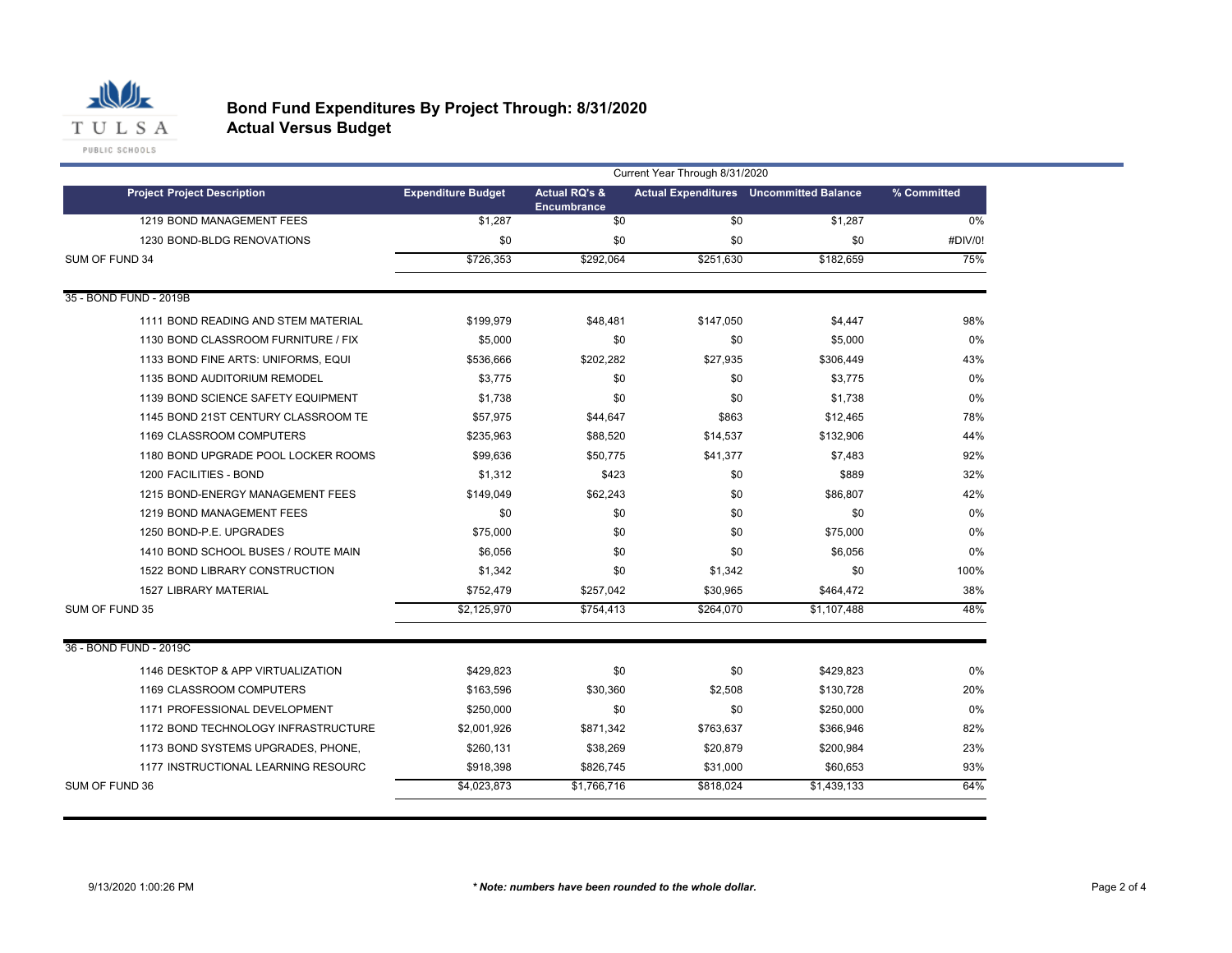# Bond Fund Expenditures By Project Through: 8/31/2020

## Actual Versus Budget

| Project Project Description | Expenditure Budget | Actual RQ's & Encumbrance | Actual Expenditures | Uncommitted Balance | % Committed |
|---|---|---|---|---|---|
| | | Current Year Through 8/31/2020 | | | |
| 1219 BOND MANAGEMENT FEES | $1,287 | $0 | $0 | $1,287 | 0% |
| 1230 BOND-BLDG RENOVATIONS | $0 | $0 | $0 | $0 | #DIV/0! |
| SUM OF FUND 34 | $726,353 | $292,064 | $251,630 | $182,659 | 75% |
| **35 - BOND FUND - 2019B** | | | | | |
| 1111 BOND READING AND STEM MATERIAL | $199,979 | $48,481 | $147,050 | $4,447 | 98% |
| 1130 BOND CLASSROOM FURNITURE / FIX | $5,000 | $0 | $0 | $5,000 | 0% |
| 1133 BOND FINE ARTS: UNIFORMS, EQUI | $536,666 | $202,282 | $27,935 | $306,449 | 43% |
| 1135 BOND AUDITORIUM REMODEL | $3,775 | $0 | $0 | $3,775 | 0% |
| 1139 BOND SCIENCE SAFETY EQUIPMENT | $1,738 | $0 | $0 | $1,738 | 0% |
| 1145 BOND 21ST CENTURY CLASSROOM TE | $57,975 | $44,647 | $863 | $12,465 | 78% |
| 1169 CLASSROOM COMPUTERS | $235,963 | $88,520 | $14,537 | $132,906 | 44% |
| 1180 BOND UPGRADE POOL LOCKER ROOMS | $99,636 | $50,775 | $41,377 | $7,483 | 92% |
| 1200 FACILITIES - BOND | $1,312 | $423 | $0 | $889 | 32% |
| 1215 BOND-ENERGY MANAGEMENT FEES | $149,049 | $62,243 | $0 | $86,807 | 42% |
| 1219 BOND MANAGEMENT FEES | $0 | $0 | $0 | $0 | 0% |
| 1250 BOND-P.E. UPGRADES | $75,000 | $0 | $0 | $75,000 | 0% |
| 1410 BOND SCHOOL BUSES / ROUTE MAIN | $6,056 | $0 | $0 | $6,056 | 0% |
| 1522 BOND LIBRARY CONSTRUCTION | $1,342 | $0 | $1,342 | $0 | 100% |
| 1527 LIBRARY MATERIAL | $752,479 | $257,042 | $30,965 | $464,472 | 38% |
| SUM OF FUND 35 | $2,125,970 | $754,413 | $264,070 | $1,107,488 | 48% |
| **36 - BOND FUND - 2019C** | | | | | |
| 1146 DESKTOP & APP VIRTUALIZATION | $429,823 | $0 | $0 | $429,823 | 0% |
| 1169 CLASSROOM COMPUTERS | $163,596 | $30,360 | $2,508 | $130,728 | 20% |
| 1171 PROFESSIONAL DEVELOPMENT | $250,000 | $0 | $0 | $250,000 | 0% |
| 1172 BOND TECHNOLOGY INFRASTRUCTURE | $2,001,926 | $871,342 | $763,637 | $366,946 | 82% |
| 1173 BOND SYSTEMS UPGRADES, PHONE, | $260,131 | $38,269 | $20,879 | $200,984 | 23% |
| 1177 INSTRUCTIONAL LEARNING RESOURC | $918,398 | $826,745 | $31,000 | $60,653 | 93% |
| SUM OF FUND 36 | $4,023,873 | $1,766,716 | $818,024 | $1,439,133 | 64% |

9/13/2020 1:00:26 PM

*\* Note: numbers have been rounded to the whole dollar.*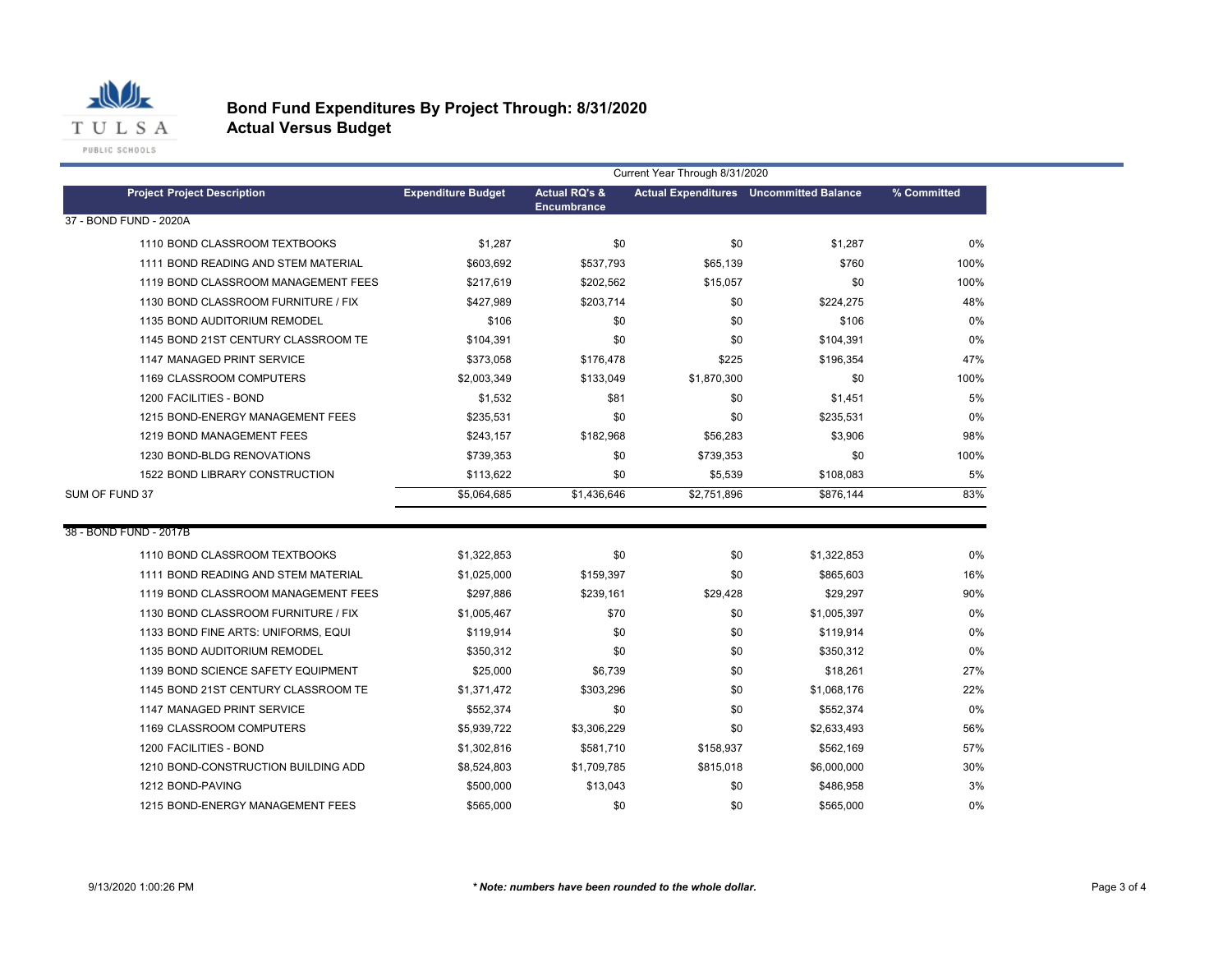# Bond Fund Expenditures By Project Through: 8/31/2020
## Actual Versus Budget

| Project Project Description | Expenditure Budget | Actual RQ's & Encumbrance | Actual Expenditures | Uncommitted Balance | % Committed |
|---|---|---|---|---|---|
| | Current Year Through 8/31/2020 | | | | |
| **37 - BOND FUND - 2020A** | | | | | |
| 1110 BOND CLASSROOM TEXTBOOKS | $1,287 | $0 | $0 | $1,287 | 0% |
| 1111 BOND READING AND STEM MATERIAL | $603,692 | $537,793 | $65,139 | $760 | 100% |
| 1119 BOND CLASSROOM MANAGEMENT FEES | $217,619 | $202,562 | $15,057 | $0 | 100% |
| 1130 BOND CLASSROOM FURNITURE / FIX | $427,989 | $203,714 | $0 | $224,275 | 48% |
| 1135 BOND AUDITORIUM REMODEL | $106 | $0 | $0 | $106 | 0% |
| 1145 BOND 21ST CENTURY CLASSROOM TE | $104,391 | $0 | $0 | $104,391 | 0% |
| 1147 MANAGED PRINT SERVICE | $373,058 | $176,478 | $225 | $196,354 | 47% |
| 1169 CLASSROOM COMPUTERS | $2,003,349 | $133,049 | $1,870,300 | $0 | 100% |
| 1200 FACILITIES - BOND | $1,532 | $81 | $0 | $1,451 | 5% |
| 1215 BOND-ENERGY MANAGEMENT FEES | $235,531 | $0 | $0 | $235,531 | 0% |
| 1219 BOND MANAGEMENT FEES | $243,157 | $182,968 | $56,283 | $3,906 | 98% |
| 1230 BOND-BLDG RENOVATIONS | $739,353 | $0 | $739,353 | $0 | 100% |
| 1522 BOND LIBRARY CONSTRUCTION | $113,622 | $0 | $5,539 | $108,083 | 5% |
| SUM OF FUND 37 | $5,064,685 | $1,436,646 | $2,751,896 | $876,144 | 83% |
| **38 - BOND FUND - 2017B** | | | | | |
| 1110 BOND CLASSROOM TEXTBOOKS | $1,322,853 | $0 | $0 | $1,322,853 | 0% |
| 1111 BOND READING AND STEM MATERIAL | $1,025,000 | $159,397 | $0 | $865,603 | 16% |
| 1119 BOND CLASSROOM MANAGEMENT FEES | $297,886 | $239,161 | $29,428 | $29,297 | 90% |
| 1130 BOND CLASSROOM FURNITURE / FIX | $1,005,467 | $70 | $0 | $1,005,397 | 0% |
| 1133 BOND FINE ARTS: UNIFORMS, EQUI | $119,914 | $0 | $0 | $119,914 | 0% |
| 1135 BOND AUDITORIUM REMODEL | $350,312 | $0 | $0 | $350,312 | 0% |
| 1139 BOND SCIENCE SAFETY EQUIPMENT | $25,000 | $6,739 | $0 | $18,261 | 27% |
| 1145 BOND 21ST CENTURY CLASSROOM TE | $1,371,472 | $303,296 | $0 | $1,068,176 | 22% |
| 1147 MANAGED PRINT SERVICE | $552,374 | $0 | $0 | $552,374 | 0% |
| 1169 CLASSROOM COMPUTERS | $5,939,722 | $3,306,229 | $0 | $2,633,493 | 56% |
| 1200 FACILITIES - BOND | $1,302,816 | $581,710 | $158,937 | $562,169 | 57% |
| 1210 BOND-CONSTRUCTION BUILDING ADD | $8,524,803 | $1,709,785 | $815,018 | $6,000,000 | 30% |
| 1212 BOND-PAVING | $500,000 | $13,043 | $0 | $486,958 | 3% |
| 1215 BOND-ENERGY MANAGEMENT FEES | $565,000 | $0 | $0 | $565,000 | 0% |

9/13/2020 1:00:26 PM

*** Note: numbers have been rounded to the whole dollar.***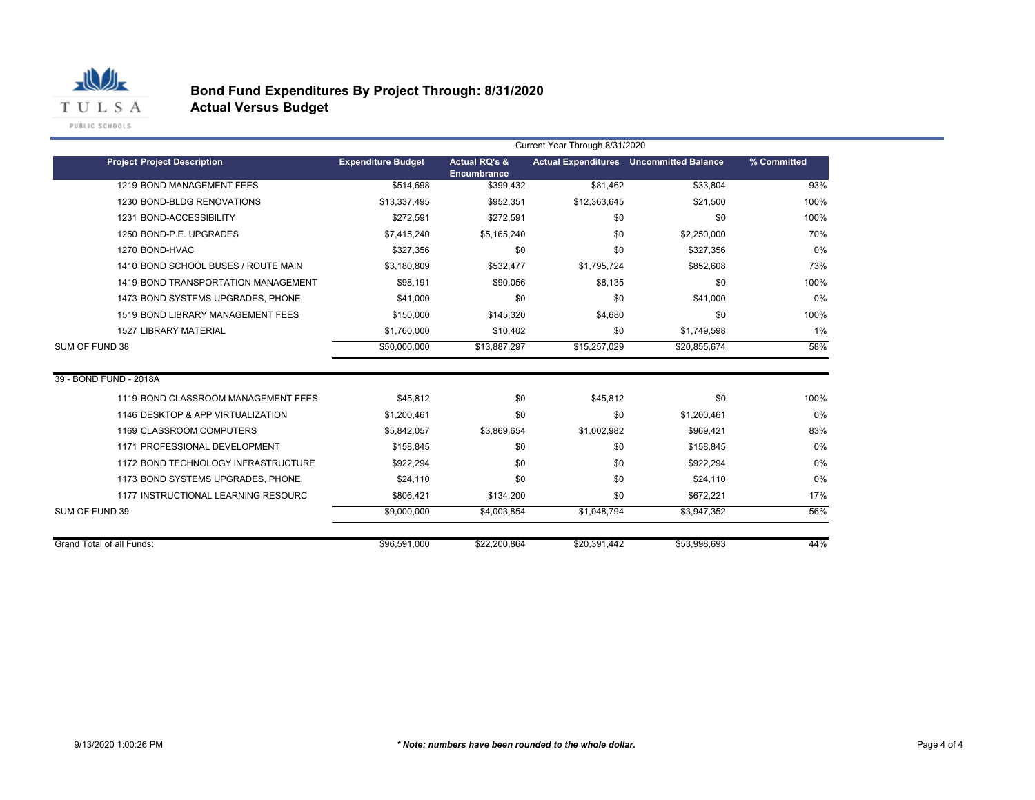# Bond Fund Expenditures By Project Through: 8/31/2020
## Actual Versus Budget

| | Current Year Through 8/31/2020 | | | | |
|---|---|---|---|---|---|
| **Project Project Description** | **Expenditure Budget** | **Actual RQ's & Encumbrance** | **Actual Expenditures** | **Uncommitted Balance** | **% Committed** |
| 1219 BOND MANAGEMENT FEES | $514,698 | $399,432 | $81,462 | $33,804 | 93% |
| 1230 BOND-BLDG RENOVATIONS | $13,337,495 | $952,351 | $12,363,645 | $21,500 | 100% |
| 1231 BOND-ACCESSIBILITY | $272,591 | $272,591 | $0 | $0 | 100% |
| 1250 BOND-P.E. UPGRADES | $7,415,240 | $5,165,240 | $0 | $2,250,000 | 70% |
| 1270 BOND-HVAC | $327,356 | $0 | $0 | $327,356 | 0% |
| 1410 BOND SCHOOL BUSES / ROUTE MAIN | $3,180,809 | $532,477 | $1,795,724 | $852,608 | 73% |
| 1419 BOND TRANSPORTATION MANAGEMENT | $98,191 | $90,056 | $8,135 | $0 | 100% |
| 1473 BOND SYSTEMS UPGRADES, PHONE, | $41,000 | $0 | $0 | $41,000 | 0% |
| 1519 BOND LIBRARY MANAGEMENT FEES | $150,000 | $145,320 | $4,680 | $0 | 100% |
| 1527 LIBRARY MATERIAL | $1,760,000 | $10,402 | $0 | $1,749,598 | 1% |
| SUM OF FUND 38 | $50,000,000 | $13,887,297 | $15,257,029 | $20,855,674 | 58% |
| **39 - BOND FUND - 2018A** | | | | | |
| 1119 BOND CLASSROOM MANAGEMENT FEES | $45,812 | $0 | $45,812 | $0 | 100% |
| 1146 DESKTOP & APP VIRTUALIZATION | $1,200,461 | $0 | $0 | $1,200,461 | 0% |
| 1169 CLASSROOM COMPUTERS | $5,842,057 | $3,869,654 | $1,002,982 | $969,421 | 83% |
| 1171 PROFESSIONAL DEVELOPMENT | $158,845 | $0 | $0 | $158,845 | 0% |
| 1172 BOND TECHNOLOGY INFRASTRUCTURE | $922,294 | $0 | $0 | $922,294 | 0% |
| 1173 BOND SYSTEMS UPGRADES, PHONE, | $24,110 | $0 | $0 | $24,110 | 0% |
| 1177 INSTRUCTIONAL LEARNING RESOURC | $806,421 | $134,200 | $0 | $672,221 | 17% |
| SUM OF FUND 39 | $9,000,000 | $4,003,854 | $1,048,794 | $3,947,352 | 56% |
| Grand Total of all Funds: | $96,591,000 | $22,200,864 | $20,391,442 | $53,998,693 | 44% |

9/13/2020 1:00:26 PM

***\* Note: numbers have been rounded to the whole dollar.***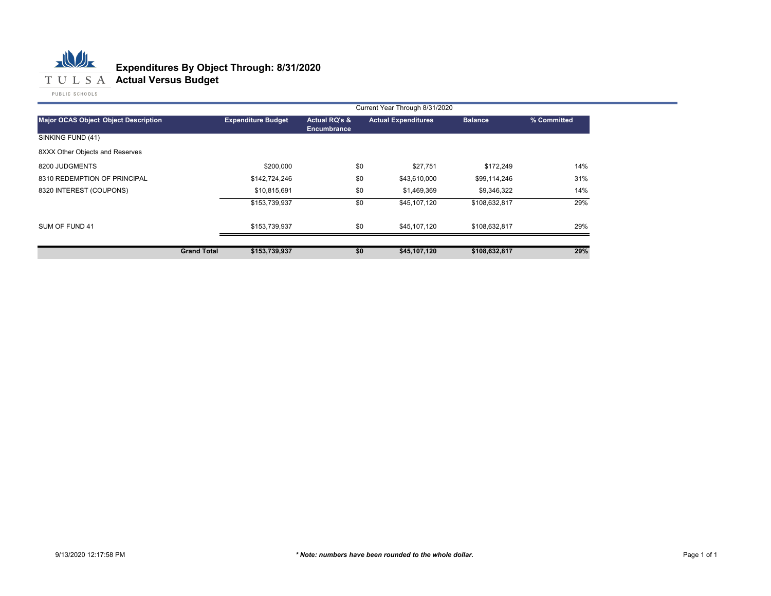TULSA PUBLIC SCHOOLS

# Expenditures By Object Through: 8/31/2020
## Actual Versus Budget

| | Current Year Through 8/31/2020 | | | | |
|---|---|---|---|---|---|
| **Major OCAS Object Object Description** | **Expenditure Budget** | **Actual RQ's & Encumbrance** | **Actual Expenditures** | **Balance** | **% Committed** |
| SINKING FUND (41) | | | | | |
| 8XXX Other Objects and Reserves | | | | | |
| 8200 JUDGMENTS | $200,000 | $0 | $27,751 | $172,249 | 14% |
| 8310 REDEMPTION OF PRINCIPAL | $142,724,246 | $0 | $43,610,000 | $99,114,246 | 31% |
| 8320 INTEREST (COUPONS) | $10,815,691 | $0 | $1,469,369 | $9,346,322 | 14% |
| | $153,739,937 | $0 | $45,107,120 | $108,632,817 | 29% |
| SUM OF FUND 41 | $153,739,937 | $0 | $45,107,120 | $108,632,817 | 29% |
| **Grand Total** | **$153,739,937** | **$0** | **$45,107,120** | **$108,632,817** | **29%** |

9/13/2020 12:17:58 PM

*** Note: numbers have been rounded to the whole dollar.***